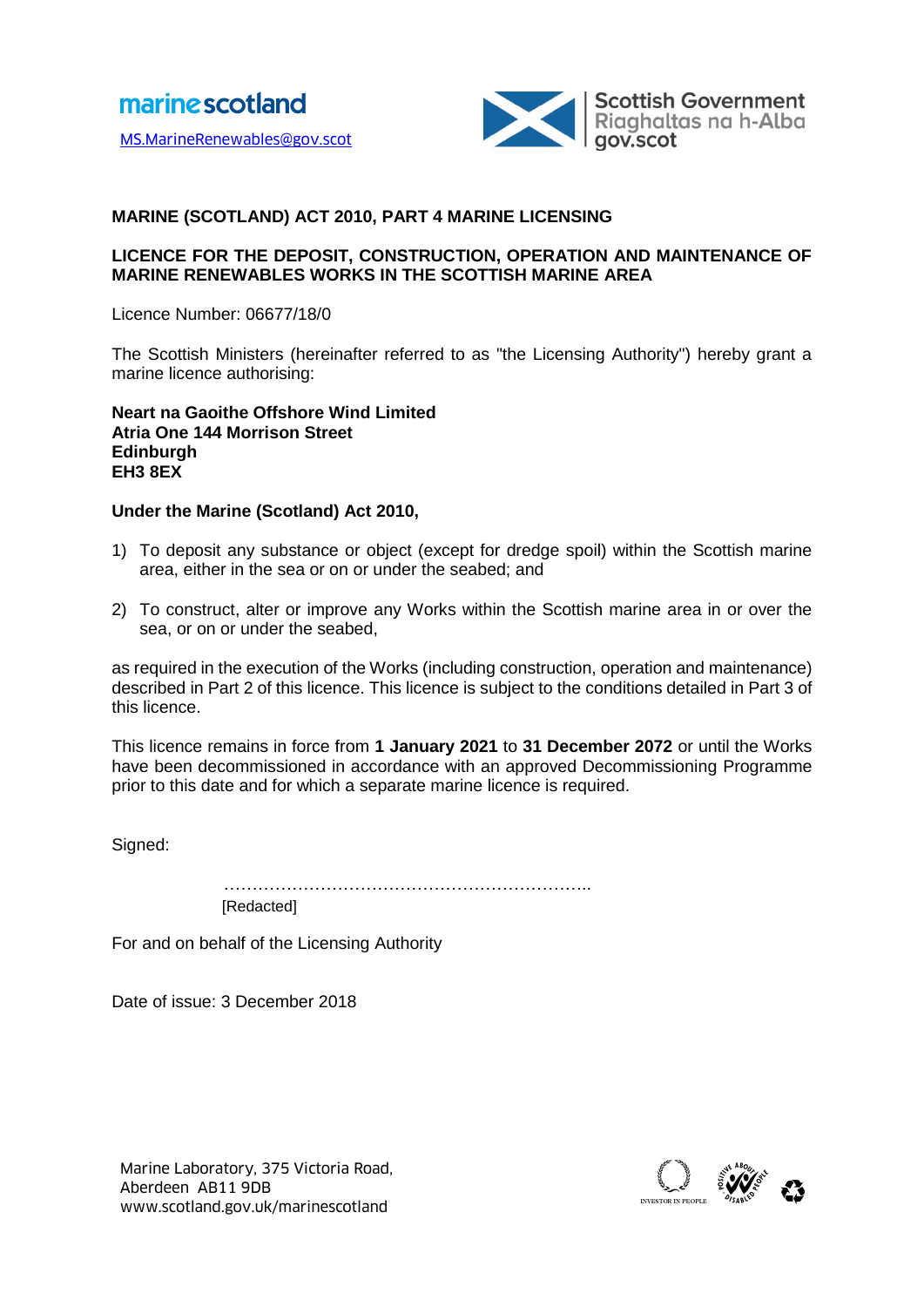marinescotland

MS.MarineRenewables@gov.scot

Scottish Government
Riaghaltas na h-Alba
gov.scot

**MARINE (SCOTLAND) ACT 2010, PART 4 MARINE LICENSING**

**LICENCE FOR THE DEPOSIT, CONSTRUCTION, OPERATION AND MAINTENANCE OF MARINE RENEWABLES WORKS IN THE SCOTTISH MARINE AREA**

Licence Number: 06677/18/0

The Scottish Ministers (hereinafter referred to as "the Licensing Authority") hereby grant a marine licence authorising:

**Neart na Gaoithe Offshore Wind Limited**
**Atria One 144 Morrison Street**
**Edinburgh**
**EH3 8EX**

**Under the Marine (Scotland) Act 2010,**

1) To deposit any substance or object (except for dredge spoil) within the Scottish marine area, either in the sea or on or under the seabed; and

2) To construct, alter or improve any Works within the Scottish marine area in or over the sea, or on or under the seabed,

as required in the execution of the Works (including construction, operation and maintenance) described in Part 2 of this licence. This licence is subject to the conditions detailed in Part 3 of this licence.

This licence remains in force from **1 January 2021** to **31 December 2072** or until the Works have been decommissioned in accordance with an approved Decommissioning Programme prior to this date and for which a separate marine licence is required.

Signed:

……………………………………………………….
[Redacted]

For and on behalf of the Licensing Authority

Date of issue: 3 December 2018

Marine Laboratory, 375 Victoria Road,
Aberdeen AB11 9DB
www.scotland.gov.uk/marinescotland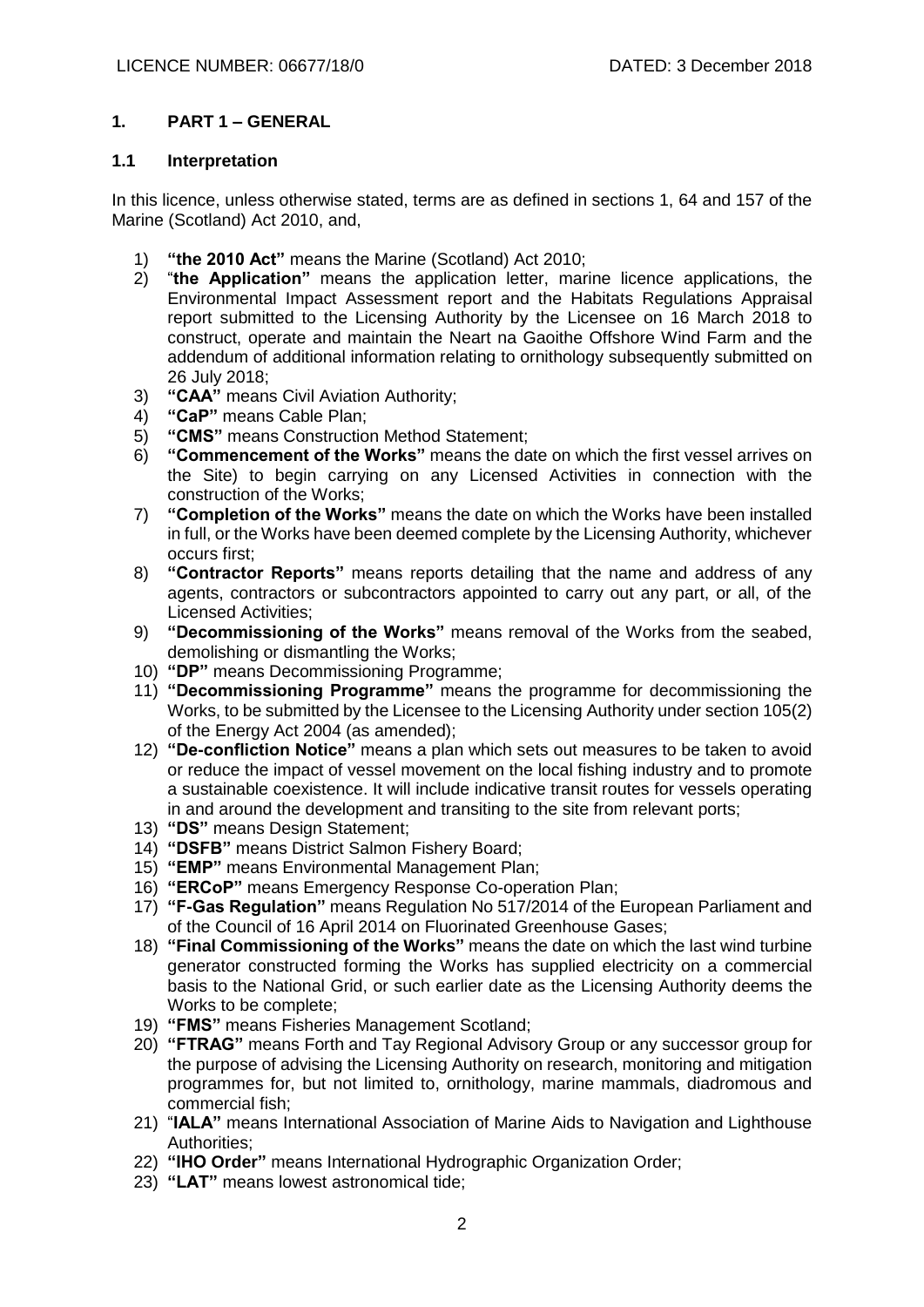LICENCE NUMBER: 06677/18/0 DATED: 3 December 2018

## 1. PART 1 – GENERAL

### 1.1 Interpretation

In this licence, unless otherwise stated, terms are as defined in sections 1, 64 and 157 of the Marine (Scotland) Act 2010, and,

1) **"the 2010 Act"** means the Marine (Scotland) Act 2010;
2) "**the Application"** means the application letter, marine licence applications, the Environmental Impact Assessment report and the Habitats Regulations Appraisal report submitted to the Licensing Authority by the Licensee on 16 March 2018 to construct, operate and maintain the Neart na Gaoithe Offshore Wind Farm and the addendum of additional information relating to ornithology subsequently submitted on 26 July 2018;
3) **"CAA"** means Civil Aviation Authority;
4) **"CaP"** means Cable Plan;
5) **"CMS"** means Construction Method Statement;
6) **"Commencement of the Works"** means the date on which the first vessel arrives on the Site) to begin carrying on any Licensed Activities in connection with the construction of the Works;
7) **"Completion of the Works"** means the date on which the Works have been installed in full, or the Works have been deemed complete by the Licensing Authority, whichever occurs first;
8) **"Contractor Reports"** means reports detailing that the name and address of any agents, contractors or subcontractors appointed to carry out any part, or all, of the Licensed Activities;
9) **"Decommissioning of the Works"** means removal of the Works from the seabed, demolishing or dismantling the Works;
10) **"DP"** means Decommissioning Programme;
11) **"Decommissioning Programme"** means the programme for decommissioning the Works, to be submitted by the Licensee to the Licensing Authority under section 105(2) of the Energy Act 2004 (as amended);
12) **"De-confliction Notice"** means a plan which sets out measures to be taken to avoid or reduce the impact of vessel movement on the local fishing industry and to promote a sustainable coexistence. It will include indicative transit routes for vessels operating in and around the development and transiting to the site from relevant ports;
13) **"DS"** means Design Statement;
14) **"DSFB"** means District Salmon Fishery Board;
15) **"EMP"** means Environmental Management Plan;
16) **"ERCoP"** means Emergency Response Co-operation Plan;
17) **"F-Gas Regulation"** means Regulation No 517/2014 of the European Parliament and of the Council of 16 April 2014 on Fluorinated Greenhouse Gases;
18) **"Final Commissioning of the Works"** means the date on which the last wind turbine generator constructed forming the Works has supplied electricity on a commercial basis to the National Grid, or such earlier date as the Licensing Authority deems the Works to be complete;
19) **"FMS"** means Fisheries Management Scotland;
20) **"FTRAG"** means Forth and Tay Regional Advisory Group or any successor group for the purpose of advising the Licensing Authority on research, monitoring and mitigation programmes for, but not limited to, ornithology, marine mammals, diadromous and commercial fish;
21) "**IALA"** means International Association of Marine Aids to Navigation and Lighthouse Authorities;
22) **"IHO Order"** means International Hydrographic Organization Order;
23) **"LAT"** means lowest astronomical tide;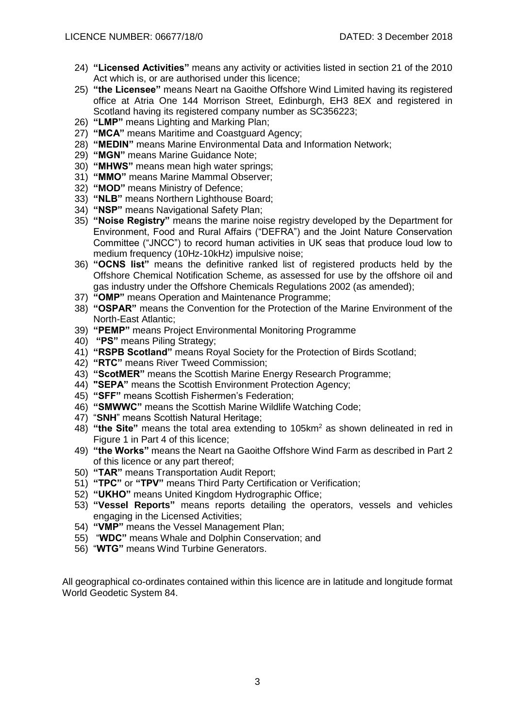24) **"Licensed Activities"** means any activity or activities listed in section 21 of the 2010 Act which is, or are authorised under this licence;
25) **"the Licensee"** means Neart na Gaoithe Offshore Wind Limited having its registered office at Atria One 144 Morrison Street, Edinburgh, EH3 8EX and registered in Scotland having its registered company number as SC356223;
26) **"LMP"** means Lighting and Marking Plan;
27) **"MCA"** means Maritime and Coastguard Agency;
28) **"MEDIN"** means Marine Environmental Data and Information Network;
29) **"MGN"** means Marine Guidance Note;
30) **"MHWS"** means mean high water springs;
31) **"MMO"** means Marine Mammal Observer;
32) **"MOD"** means Ministry of Defence;
33) **"NLB"** means Northern Lighthouse Board;
34) **"NSP"** means Navigational Safety Plan;
35) **"Noise Registry"** means the marine noise registry developed by the Department for Environment, Food and Rural Affairs ("DEFRA") and the Joint Nature Conservation Committee ("JNCC") to record human activities in UK seas that produce loud low to medium frequency (10Hz-10kHz) impulsive noise;
36) **"OCNS list"** means the definitive ranked list of registered products held by the Offshore Chemical Notification Scheme, as assessed for use by the offshore oil and gas industry under the Offshore Chemicals Regulations 2002 (as amended);
37) **"OMP"** means Operation and Maintenance Programme;
38) **"OSPAR"** means the Convention for the Protection of the Marine Environment of the North-East Atlantic;
39) **"PEMP"** means Project Environmental Monitoring Programme
40) **"PS"** means Piling Strategy;
41) **"RSPB Scotland"** means Royal Society for the Protection of Birds Scotland;
42) **"RTC"** means River Tweed Commission;
43) **"ScotMER"** means the Scottish Marine Energy Research Programme;
44) **"SEPA"** means the Scottish Environment Protection Agency;
45) **"SFF"** means Scottish Fishermen's Federation;
46) **"SMWWC"** means the Scottish Marine Wildlife Watching Code;
47) "**SNH**" means Scottish Natural Heritage;
48) **"the Site"** means the total area extending to 105km$^2$ as shown delineated in red in Figure 1 in Part 4 of this licence;
49) **"the Works"** means the Neart na Gaoithe Offshore Wind Farm as described in Part 2 of this licence or any part thereof;
50) **"TAR"** means Transportation Audit Report;
51) **"TPC"** or **"TPV"** means Third Party Certification or Verification;
52) **"UKHO"** means United Kingdom Hydrographic Office;
53) **"Vessel Reports"** means reports detailing the operators, vessels and vehicles engaging in the Licensed Activities;
54) **"VMP"** means the Vessel Management Plan;
55) "**WDC"** means Whale and Dolphin Conservation; and
56) "**WTG"** means Wind Turbine Generators.

All geographical co-ordinates contained within this licence are in latitude and longitude format World Geodetic System 84.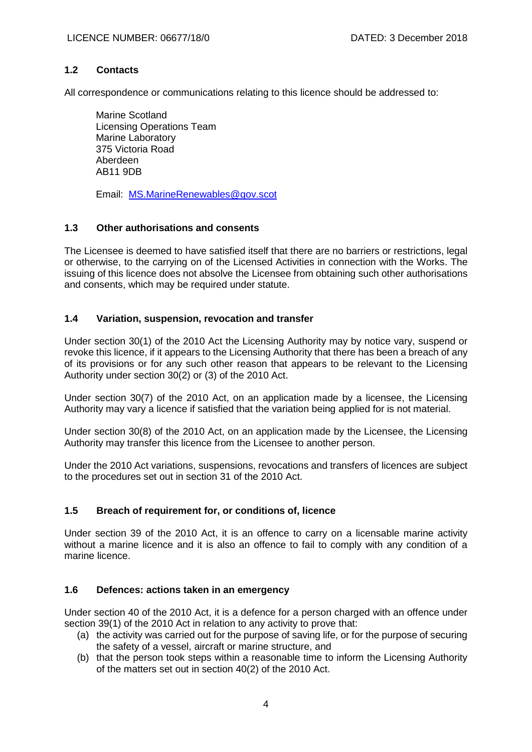### 1.2 Contacts

All correspondence or communications relating to this licence should be addressed to:

Marine Scotland
Licensing Operations Team
Marine Laboratory
375 Victoria Road
Aberdeen
AB11 9DB

Email: MS.MarineRenewables@gov.scot

### 1.3 Other authorisations and consents

The Licensee is deemed to have satisfied itself that there are no barriers or restrictions, legal or otherwise, to the carrying on of the Licensed Activities in connection with the Works. The issuing of this licence does not absolve the Licensee from obtaining such other authorisations and consents, which may be required under statute.

### 1.4 Variation, suspension, revocation and transfer

Under section 30(1) of the 2010 Act the Licensing Authority may by notice vary, suspend or revoke this licence, if it appears to the Licensing Authority that there has been a breach of any of its provisions or for any such other reason that appears to be relevant to the Licensing Authority under section 30(2) or (3) of the 2010 Act.

Under section 30(7) of the 2010 Act, on an application made by a licensee, the Licensing Authority may vary a licence if satisfied that the variation being applied for is not material.

Under section 30(8) of the 2010 Act, on an application made by the Licensee, the Licensing Authority may transfer this licence from the Licensee to another person.

Under the 2010 Act variations, suspensions, revocations and transfers of licences are subject to the procedures set out in section 31 of the 2010 Act.

### 1.5 Breach of requirement for, or conditions of, licence

Under section 39 of the 2010 Act, it is an offence to carry on a licensable marine activity without a marine licence and it is also an offence to fail to comply with any condition of a marine licence.

### 1.6 Defences: actions taken in an emergency

Under section 40 of the 2010 Act, it is a defence for a person charged with an offence under section 39(1) of the 2010 Act in relation to any activity to prove that:

(a) the activity was carried out for the purpose of saving life, or for the purpose of securing the safety of a vessel, aircraft or marine structure, and
(b) that the person took steps within a reasonable time to inform the Licensing Authority of the matters set out in section 40(2) of the 2010 Act.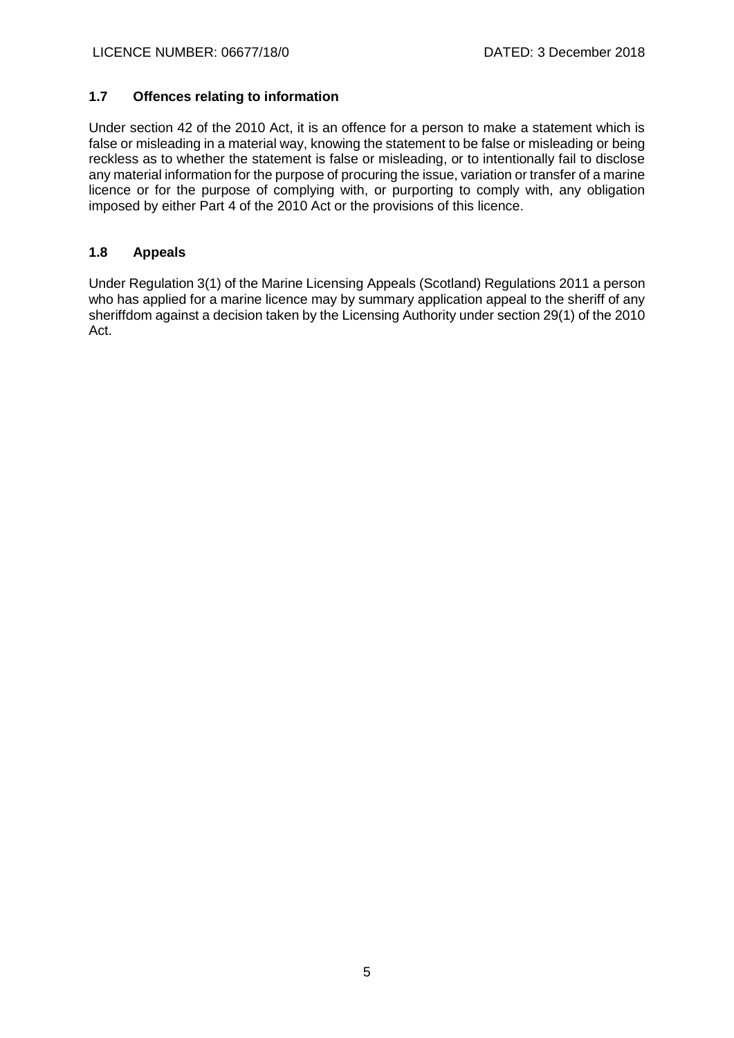### 1.7 Offences relating to information

Under section 42 of the 2010 Act, it is an offence for a person to make a statement which is false or misleading in a material way, knowing the statement to be false or misleading or being reckless as to whether the statement is false or misleading, or to intentionally fail to disclose any material information for the purpose of procuring the issue, variation or transfer of a marine licence or for the purpose of complying with, or purporting to comply with, any obligation imposed by either Part 4 of the 2010 Act or the provisions of this licence.

### 1.8 Appeals

Under Regulation 3(1) of the Marine Licensing Appeals (Scotland) Regulations 2011 a person who has applied for a marine licence may by summary application appeal to the sheriff of any sheriffdom against a decision taken by the Licensing Authority under section 29(1) of the 2010 Act.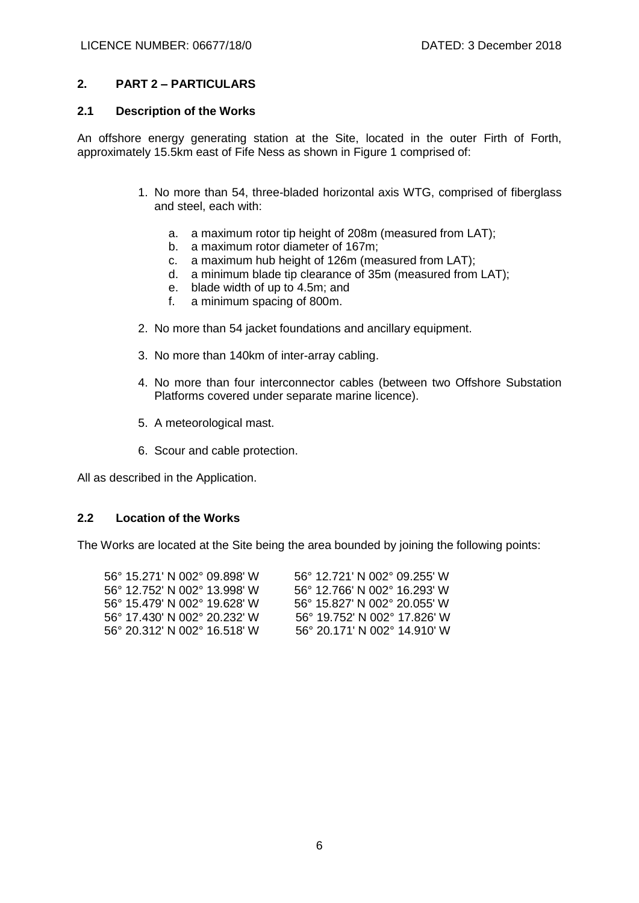LICENCE NUMBER: 06677/18/0 DATED: 3 December 2018

## 2. PART 2 – PARTICULARS

### 2.1 Description of the Works

An offshore energy generating station at the Site, located in the outer Firth of Forth, approximately 15.5km east of Fife Ness as shown in Figure 1 comprised of:

1. No more than 54, three-bladed horizontal axis WTG, comprised of fiberglass and steel, each with:
   a. a maximum rotor tip height of 208m (measured from LAT);
   b. a maximum rotor diameter of 167m;
   c. a maximum hub height of 126m (measured from LAT);
   d. a minimum blade tip clearance of 35m (measured from LAT);
   e. blade width of up to 4.5m; and
   f. a minimum spacing of 800m.

2. No more than 54 jacket foundations and ancillary equipment.

3. No more than 140km of inter-array cabling.

4. No more than four interconnector cables (between two Offshore Substation Platforms covered under separate marine licence).

5. A meteorological mast.

6. Scour and cable protection.

All as described in the Application.

### 2.2 Location of the Works

The Works are located at the Site being the area bounded by joining the following points:

| | |
|---|---|
| 56° 15.271' N 002° 09.898' W | 56° 12.721' N 002° 09.255' W |
| 56° 12.752' N 002° 13.998' W | 56° 12.766' N 002° 16.293' W |
| 56° 15.479' N 002° 19.628' W | 56° 15.827' N 002° 20.055' W |
| 56° 17.430' N 002° 20.232' W | 56° 19.752' N 002° 17.826' W |
| 56° 20.312' N 002° 16.518' W | 56° 20.171' N 002° 14.910' W |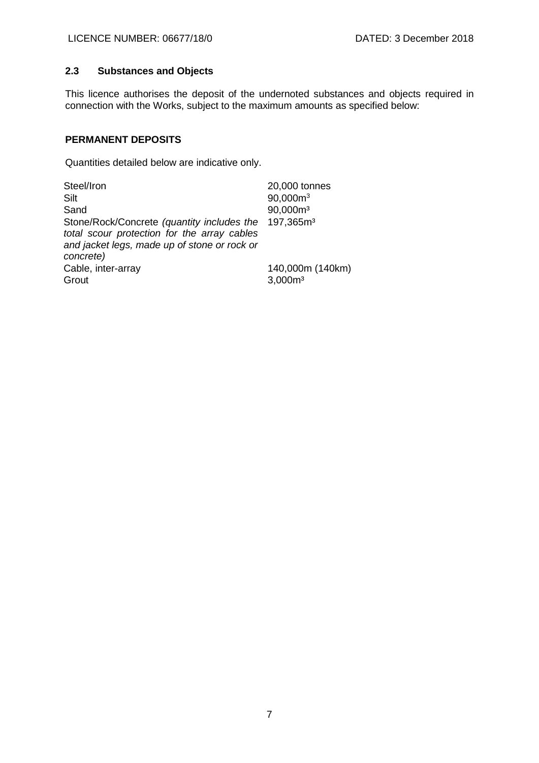## 2.3 Substances and Objects

This licence authorises the deposit of the undernoted substances and objects required in connection with the Works, subject to the maximum amounts as specified below:

**PERMANENT DEPOSITS**

Quantities detailed below are indicative only.

| | |
|---|---|
| Steel/Iron | 20,000 tonnes |
| Silt | 90,000m$^3$ |
| Sand | 90,000m$^3$ |
| Stone/Rock/Concrete *(quantity includes the total scour protection for the array cables and jacket legs, made up of stone or rock or concrete)* | 197,365m$^3$ |
| Cable, inter-array | 140,000m (140km) |
| Grout | 3,000m$^3$ |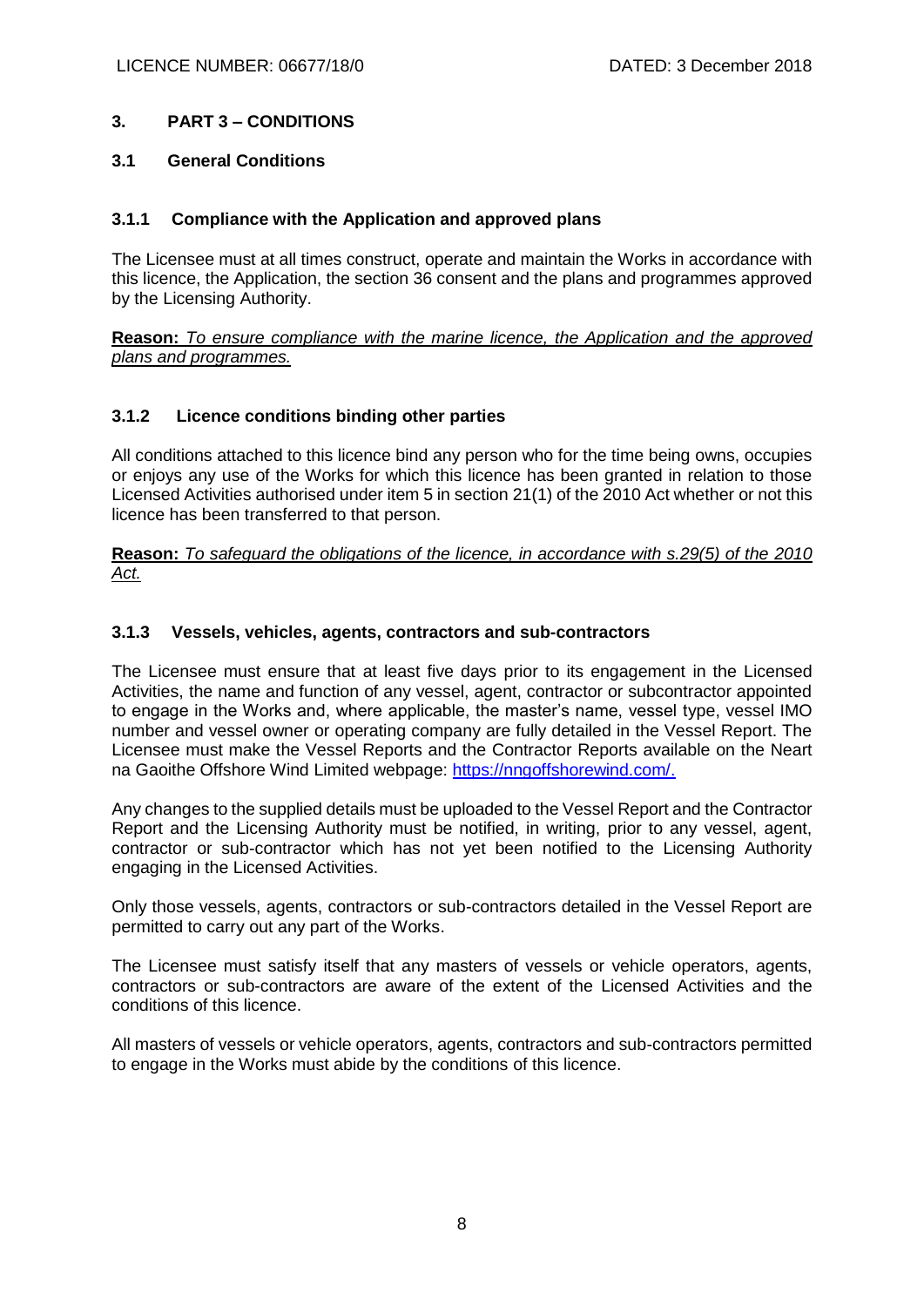## 3. PART 3 – CONDITIONS

### 3.1 General Conditions

#### 3.1.1 Compliance with the Application and approved plans

The Licensee must at all times construct, operate and maintain the Works in accordance with this licence, the Application, the section 36 consent and the plans and programmes approved by the Licensing Authority.

**Reason:** *To ensure compliance with the marine licence, the Application and the approved plans and programmes.*

#### 3.1.2 Licence conditions binding other parties

All conditions attached to this licence bind any person who for the time being owns, occupies or enjoys any use of the Works for which this licence has been granted in relation to those Licensed Activities authorised under item 5 in section 21(1) of the 2010 Act whether or not this licence has been transferred to that person.

**Reason:** *To safeguard the obligations of the licence, in accordance with s.29(5) of the 2010 Act.*

#### 3.1.3 Vessels, vehicles, agents, contractors and sub-contractors

The Licensee must ensure that at least five days prior to its engagement in the Licensed Activities, the name and function of any vessel, agent, contractor or subcontractor appointed to engage in the Works and, where applicable, the master's name, vessel type, vessel IMO number and vessel owner or operating company are fully detailed in the Vessel Report. The Licensee must make the Vessel Reports and the Contractor Reports available on the Neart na Gaoithe Offshore Wind Limited webpage: https://nngoffshorewind.com/.

Any changes to the supplied details must be uploaded to the Vessel Report and the Contractor Report and the Licensing Authority must be notified, in writing, prior to any vessel, agent, contractor or sub-contractor which has not yet been notified to the Licensing Authority engaging in the Licensed Activities.

Only those vessels, agents, contractors or sub-contractors detailed in the Vessel Report are permitted to carry out any part of the Works.

The Licensee must satisfy itself that any masters of vessels or vehicle operators, agents, contractors or sub-contractors are aware of the extent of the Licensed Activities and the conditions of this licence.

All masters of vessels or vehicle operators, agents, contractors and sub-contractors permitted to engage in the Works must abide by the conditions of this licence.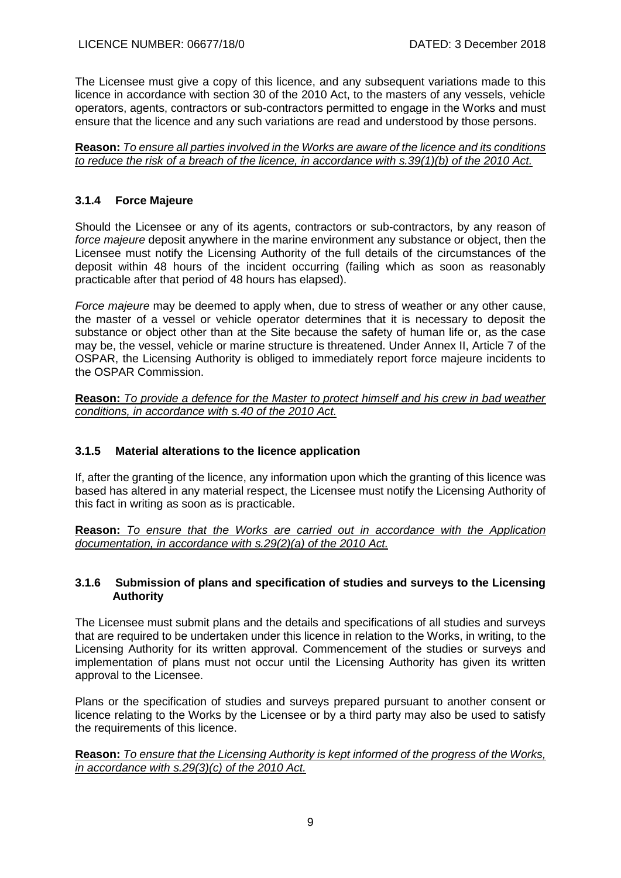The Licensee must give a copy of this licence, and any subsequent variations made to this licence in accordance with section 30 of the 2010 Act, to the masters of any vessels, vehicle operators, agents, contractors or sub-contractors permitted to engage in the Works and must ensure that the licence and any such variations are read and understood by those persons.

**Reason:** *To ensure all parties involved in the Works are aware of the licence and its conditions to reduce the risk of a breach of the licence, in accordance with s.39(1)(b) of the 2010 Act.*

### 3.1.4 Force Majeure

Should the Licensee or any of its agents, contractors or sub-contractors, by any reason of *force majeure* deposit anywhere in the marine environment any substance or object, then the Licensee must notify the Licensing Authority of the full details of the circumstances of the deposit within 48 hours of the incident occurring (failing which as soon as reasonably practicable after that period of 48 hours has elapsed).

*Force majeure* may be deemed to apply when, due to stress of weather or any other cause, the master of a vessel or vehicle operator determines that it is necessary to deposit the substance or object other than at the Site because the safety of human life or, as the case may be, the vessel, vehicle or marine structure is threatened. Under Annex II, Article 7 of the OSPAR, the Licensing Authority is obliged to immediately report force majeure incidents to the OSPAR Commission.

**Reason:** *To provide a defence for the Master to protect himself and his crew in bad weather conditions, in accordance with s.40 of the 2010 Act.*

### 3.1.5 Material alterations to the licence application

If, after the granting of the licence, any information upon which the granting of this licence was based has altered in any material respect, the Licensee must notify the Licensing Authority of this fact in writing as soon as is practicable.

**Reason:** *To ensure that the Works are carried out in accordance with the Application documentation, in accordance with s.29(2)(a) of the 2010 Act.*

### 3.1.6 Submission of plans and specification of studies and surveys to the Licensing Authority

The Licensee must submit plans and the details and specifications of all studies and surveys that are required to be undertaken under this licence in relation to the Works, in writing, to the Licensing Authority for its written approval. Commencement of the studies or surveys and implementation of plans must not occur until the Licensing Authority has given its written approval to the Licensee.

Plans or the specification of studies and surveys prepared pursuant to another consent or licence relating to the Works by the Licensee or by a third party may also be used to satisfy the requirements of this licence.

**Reason:** *To ensure that the Licensing Authority is kept informed of the progress of the Works, in accordance with s.29(3)(c) of the 2010 Act.*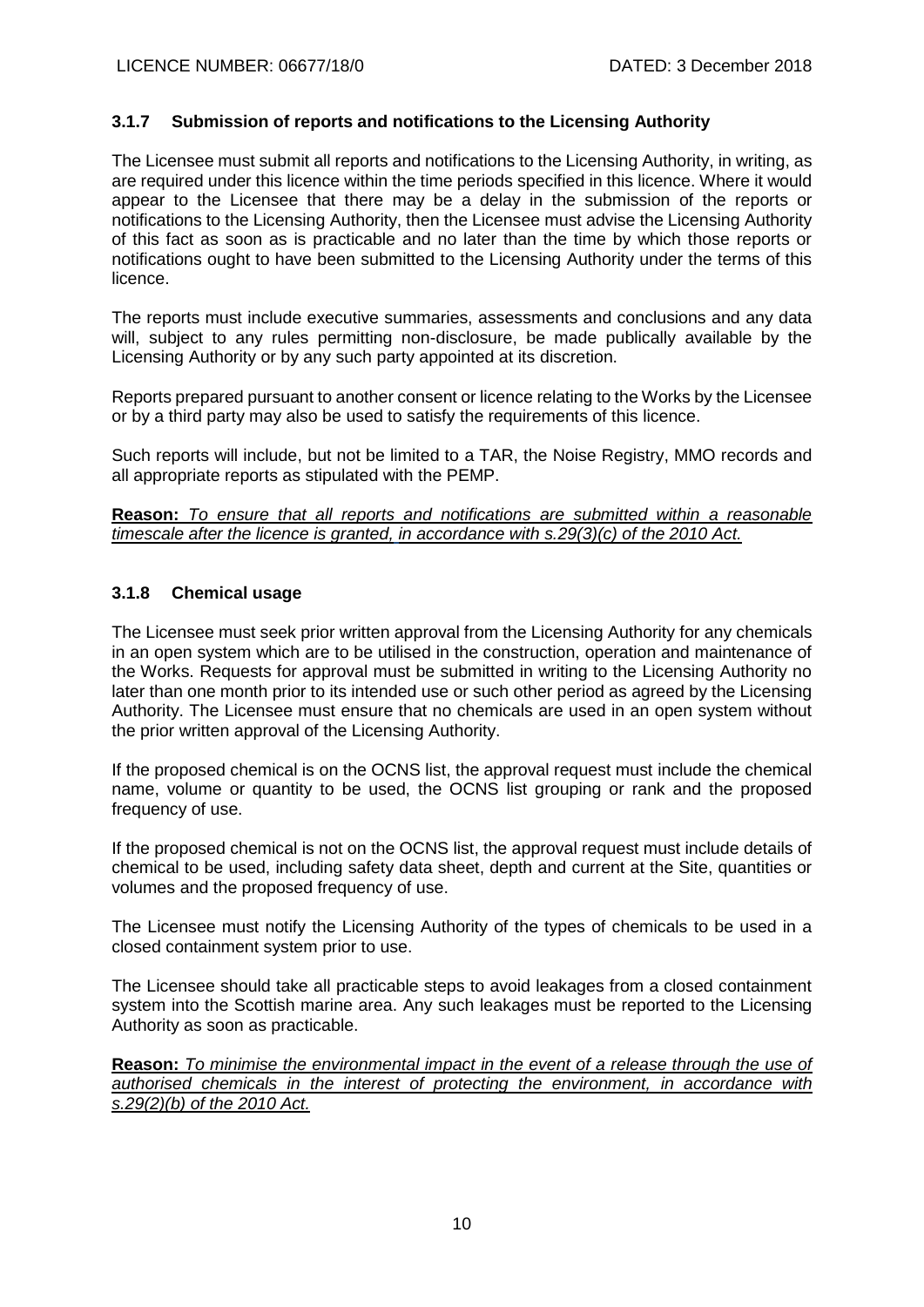### 3.1.7 Submission of reports and notifications to the Licensing Authority

The Licensee must submit all reports and notifications to the Licensing Authority, in writing, as are required under this licence within the time periods specified in this licence. Where it would appear to the Licensee that there may be a delay in the submission of the reports or notifications to the Licensing Authority, then the Licensee must advise the Licensing Authority of this fact as soon as is practicable and no later than the time by which those reports or notifications ought to have been submitted to the Licensing Authority under the terms of this licence.

The reports must include executive summaries, assessments and conclusions and any data will, subject to any rules permitting non-disclosure, be made publically available by the Licensing Authority or by any such party appointed at its discretion.

Reports prepared pursuant to another consent or licence relating to the Works by the Licensee or by a third party may also be used to satisfy the requirements of this licence.

Such reports will include, but not be limited to a TAR, the Noise Registry, MMO records and all appropriate reports as stipulated with the PEMP.

**Reason:** *To ensure that all reports and notifications are submitted within a reasonable timescale after the licence is granted, in accordance with s.29(3)(c) of the 2010 Act.*

### 3.1.8 Chemical usage

The Licensee must seek prior written approval from the Licensing Authority for any chemicals in an open system which are to be utilised in the construction, operation and maintenance of the Works. Requests for approval must be submitted in writing to the Licensing Authority no later than one month prior to its intended use or such other period as agreed by the Licensing Authority. The Licensee must ensure that no chemicals are used in an open system without the prior written approval of the Licensing Authority.

If the proposed chemical is on the OCNS list, the approval request must include the chemical name, volume or quantity to be used, the OCNS list grouping or rank and the proposed frequency of use.

If the proposed chemical is not on the OCNS list, the approval request must include details of chemical to be used, including safety data sheet, depth and current at the Site, quantities or volumes and the proposed frequency of use.

The Licensee must notify the Licensing Authority of the types of chemicals to be used in a closed containment system prior to use.

The Licensee should take all practicable steps to avoid leakages from a closed containment system into the Scottish marine area. Any such leakages must be reported to the Licensing Authority as soon as practicable.

**Reason:** *To minimise the environmental impact in the event of a release through the use of authorised chemicals in the interest of protecting the environment, in accordance with s.29(2)(b) of the 2010 Act.*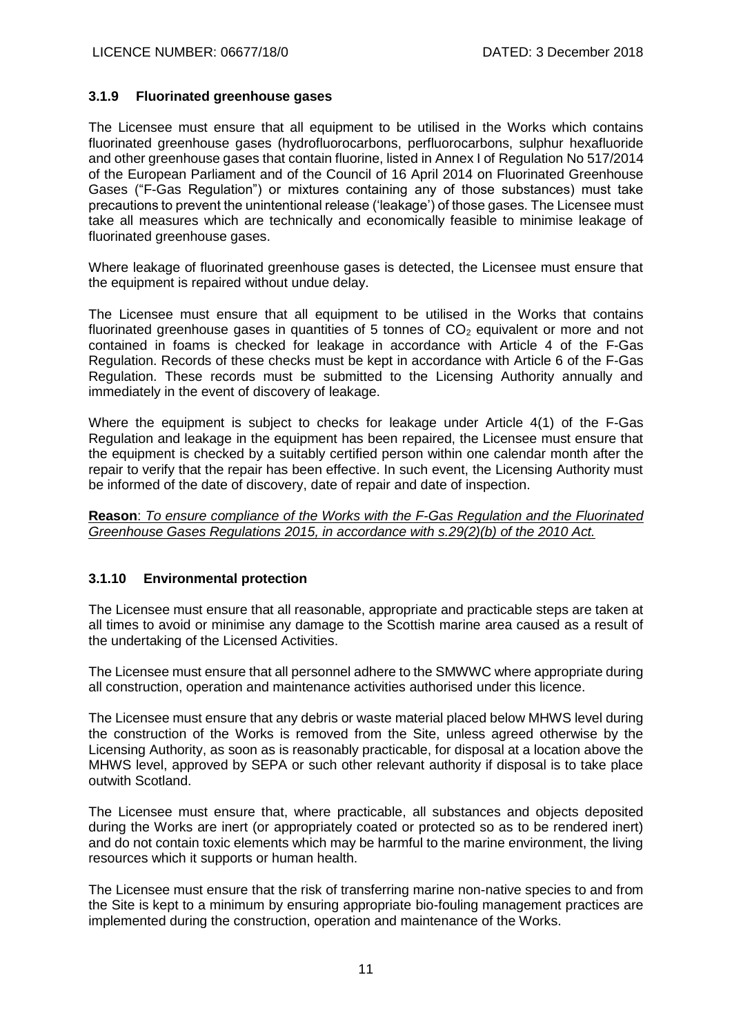### 3.1.9 Fluorinated greenhouse gases

The Licensee must ensure that all equipment to be utilised in the Works which contains fluorinated greenhouse gases (hydrofluorocarbons, perfluorocarbons, sulphur hexafluoride and other greenhouse gases that contain fluorine, listed in Annex I of Regulation No 517/2014 of the European Parliament and of the Council of 16 April 2014 on Fluorinated Greenhouse Gases ("F-Gas Regulation") or mixtures containing any of those substances) must take precautions to prevent the unintentional release ('leakage') of those gases. The Licensee must take all measures which are technically and economically feasible to minimise leakage of fluorinated greenhouse gases.

Where leakage of fluorinated greenhouse gases is detected, the Licensee must ensure that the equipment is repaired without undue delay.

The Licensee must ensure that all equipment to be utilised in the Works that contains fluorinated greenhouse gases in quantities of 5 tonnes of $CO_2$ equivalent or more and not contained in foams is checked for leakage in accordance with Article 4 of the F-Gas Regulation. Records of these checks must be kept in accordance with Article 6 of the F-Gas Regulation. These records must be submitted to the Licensing Authority annually and immediately in the event of discovery of leakage.

Where the equipment is subject to checks for leakage under Article 4(1) of the F-Gas Regulation and leakage in the equipment has been repaired, the Licensee must ensure that the equipment is checked by a suitably certified person within one calendar month after the repair to verify that the repair has been effective. In such event, the Licensing Authority must be informed of the date of discovery, date of repair and date of inspection.

**Reason**: *To ensure compliance of the Works with the F-Gas Regulation and the Fluorinated Greenhouse Gases Regulations 2015, in accordance with s.29(2)(b) of the 2010 Act.*

### 3.1.10 Environmental protection

The Licensee must ensure that all reasonable, appropriate and practicable steps are taken at all times to avoid or minimise any damage to the Scottish marine area caused as a result of the undertaking of the Licensed Activities.

The Licensee must ensure that all personnel adhere to the SMWWC where appropriate during all construction, operation and maintenance activities authorised under this licence.

The Licensee must ensure that any debris or waste material placed below MHWS level during the construction of the Works is removed from the Site, unless agreed otherwise by the Licensing Authority, as soon as is reasonably practicable, for disposal at a location above the MHWS level, approved by SEPA or such other relevant authority if disposal is to take place outwith Scotland.

The Licensee must ensure that, where practicable, all substances and objects deposited during the Works are inert (or appropriately coated or protected so as to be rendered inert) and do not contain toxic elements which may be harmful to the marine environment, the living resources which it supports or human health.

The Licensee must ensure that the risk of transferring marine non-native species to and from the Site is kept to a minimum by ensuring appropriate bio-fouling management practices are implemented during the construction, operation and maintenance of the Works.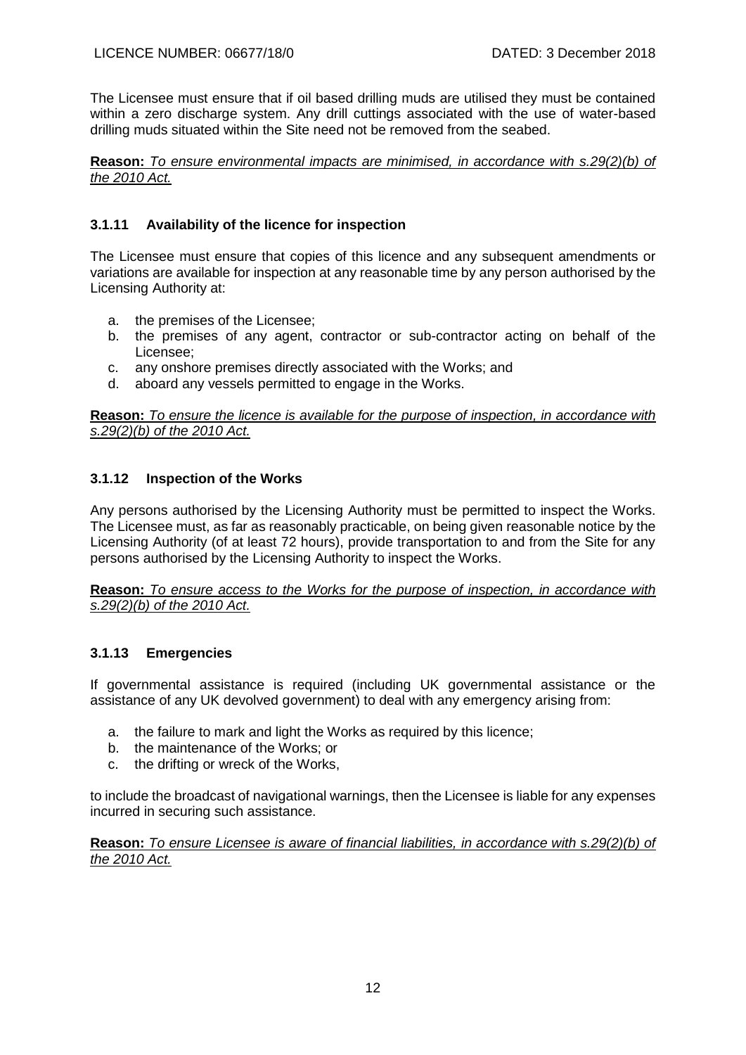The Licensee must ensure that if oil based drilling muds are utilised they must be contained within a zero discharge system. Any drill cuttings associated with the use of water-based drilling muds situated within the Site need not be removed from the seabed.

**Reason:** *To ensure environmental impacts are minimised, in accordance with s.29(2)(b) of the 2010 Act.*

### 3.1.11 Availability of the licence for inspection

The Licensee must ensure that copies of this licence and any subsequent amendments or variations are available for inspection at any reasonable time by any person authorised by the Licensing Authority at:

a. the premises of the Licensee;
b. the premises of any agent, contractor or sub-contractor acting on behalf of the Licensee;
c. any onshore premises directly associated with the Works; and
d. aboard any vessels permitted to engage in the Works.

**Reason:** *To ensure the licence is available for the purpose of inspection, in accordance with s.29(2)(b) of the 2010 Act.*

### 3.1.12 Inspection of the Works

Any persons authorised by the Licensing Authority must be permitted to inspect the Works. The Licensee must, as far as reasonably practicable, on being given reasonable notice by the Licensing Authority (of at least 72 hours), provide transportation to and from the Site for any persons authorised by the Licensing Authority to inspect the Works.

**Reason:** *To ensure access to the Works for the purpose of inspection, in accordance with s.29(2)(b) of the 2010 Act.*

### 3.1.13 Emergencies

If governmental assistance is required (including UK governmental assistance or the assistance of any UK devolved government) to deal with any emergency arising from:

a. the failure to mark and light the Works as required by this licence;
b. the maintenance of the Works; or
c. the drifting or wreck of the Works,

to include the broadcast of navigational warnings, then the Licensee is liable for any expenses incurred in securing such assistance.

**Reason:** *To ensure Licensee is aware of financial liabilities, in accordance with s.29(2)(b) of the 2010 Act.*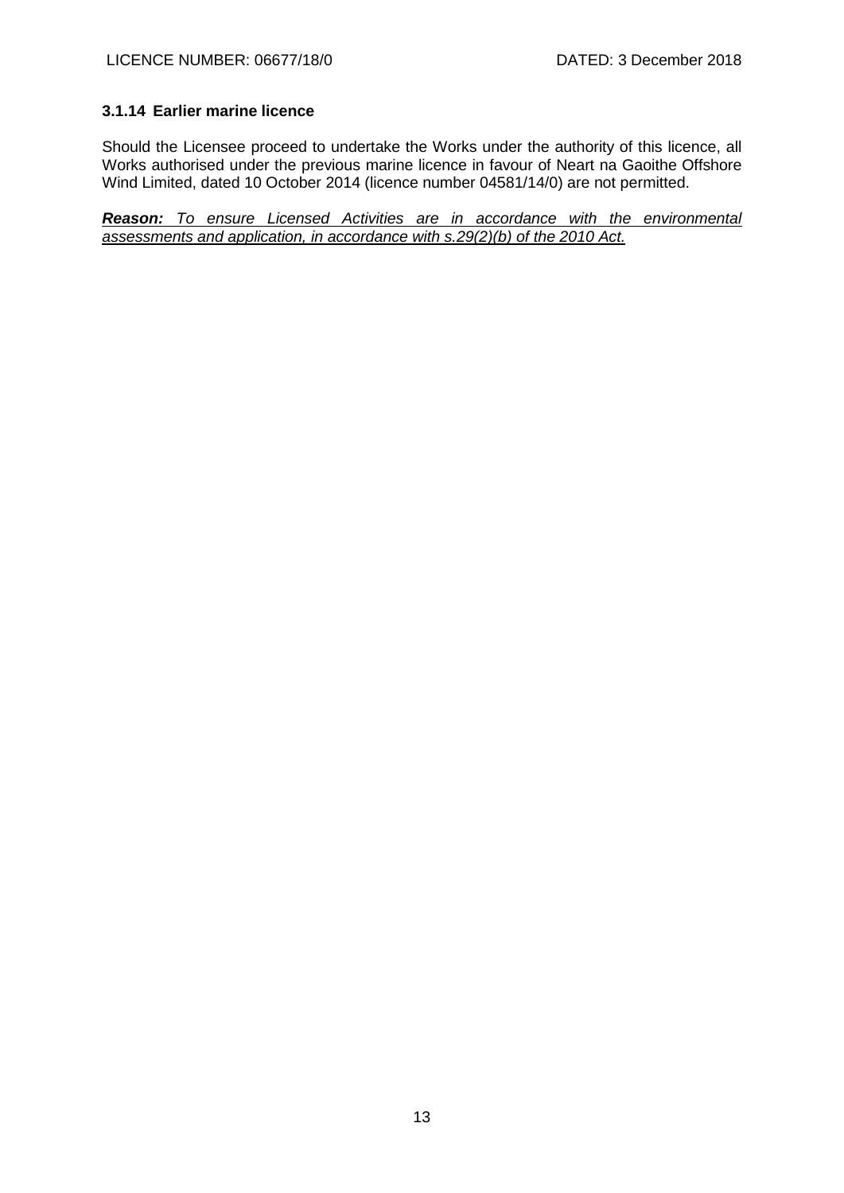### 3.1.14 Earlier marine licence

Should the Licensee proceed to undertake the Works under the authority of this licence, all Works authorised under the previous marine licence in favour of Neart na Gaoithe Offshore Wind Limited, dated 10 October 2014 (licence number 04581/14/0) are not permitted.

***Reason:*** *To ensure Licensed Activities are in accordance with the environmental assessments and application, in accordance with s.29(2)(b) of the 2010 Act.*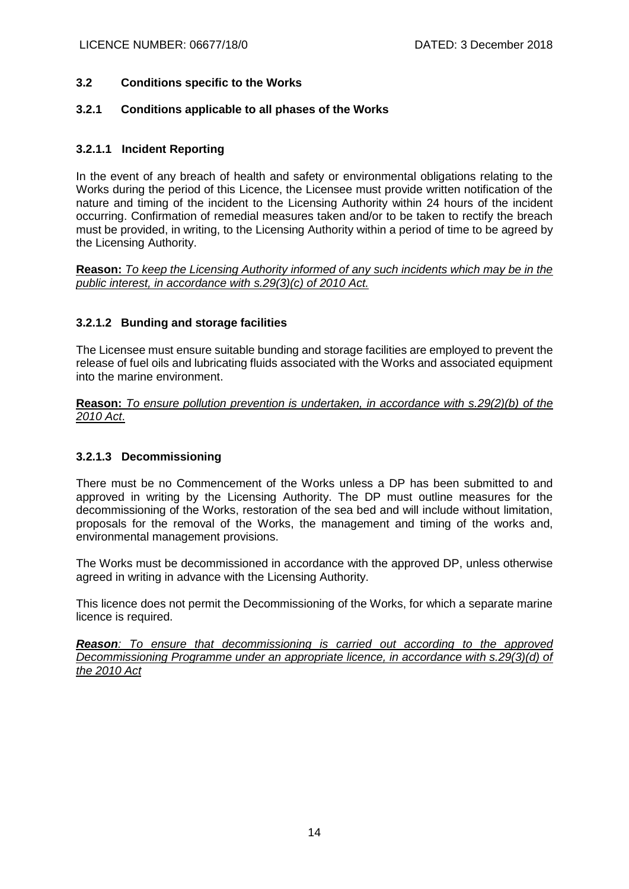### 3.2 Conditions specific to the Works

#### 3.2.1 Conditions applicable to all phases of the Works

##### 3.2.1.1 Incident Reporting

In the event of any breach of health and safety or environmental obligations relating to the Works during the period of this Licence, the Licensee must provide written notification of the nature and timing of the incident to the Licensing Authority within 24 hours of the incident occurring. Confirmation of remedial measures taken and/or to be taken to rectify the breach must be provided, in writing, to the Licensing Authority within a period of time to be agreed by the Licensing Authority.

**Reason:** *To keep the Licensing Authority informed of any such incidents which may be in the public interest, in accordance with s.29(3)(c) of 2010 Act.*

##### 3.2.1.2 Bunding and storage facilities

The Licensee must ensure suitable bunding and storage facilities are employed to prevent the release of fuel oils and lubricating fluids associated with the Works and associated equipment into the marine environment.

**Reason:** *To ensure pollution prevention is undertaken, in accordance with s.29(2)(b) of the 2010 Act.*

##### 3.2.1.3 Decommissioning

There must be no Commencement of the Works unless a DP has been submitted to and approved in writing by the Licensing Authority. The DP must outline measures for the decommissioning of the Works, restoration of the sea bed and will include without limitation, proposals for the removal of the Works, the management and timing of the works and, environmental management provisions.

The Works must be decommissioned in accordance with the approved DP, unless otherwise agreed in writing in advance with the Licensing Authority.

This licence does not permit the Decommissioning of the Works, for which a separate marine licence is required.

***Reason****: To ensure that decommissioning is carried out according to the approved Decommissioning Programme under an appropriate licence, in accordance with s.29(3)(d) of the 2010 Act*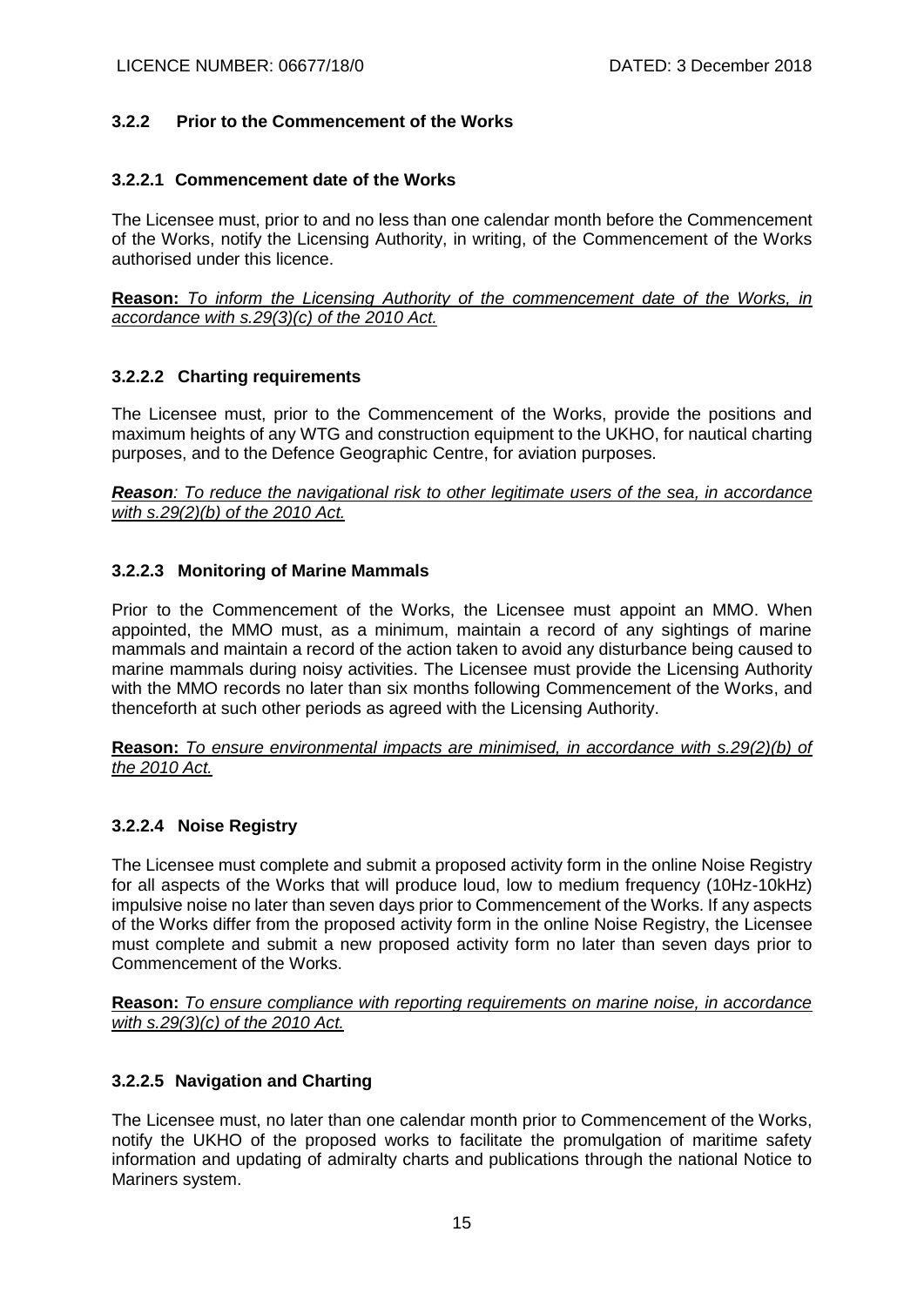### 3.2.2 Prior to the Commencement of the Works

#### 3.2.2.1 Commencement date of the Works

The Licensee must, prior to and no less than one calendar month before the Commencement of the Works, notify the Licensing Authority, in writing, of the Commencement of the Works authorised under this licence.

**Reason:** *To inform the Licensing Authority of the commencement date of the Works, in accordance with s.29(3)(c) of the 2010 Act.*

#### 3.2.2.2 Charting requirements

The Licensee must, prior to the Commencement of the Works, provide the positions and maximum heights of any WTG and construction equipment to the UKHO, for nautical charting purposes, and to the Defence Geographic Centre, for aviation purposes.

***Reason****: To reduce the navigational risk to other legitimate users of the sea, in accordance with s.29(2)(b) of the 2010 Act.*

#### 3.2.2.3 Monitoring of Marine Mammals

Prior to the Commencement of the Works, the Licensee must appoint an MMO. When appointed, the MMO must, as a minimum, maintain a record of any sightings of marine mammals and maintain a record of the action taken to avoid any disturbance being caused to marine mammals during noisy activities. The Licensee must provide the Licensing Authority with the MMO records no later than six months following Commencement of the Works, and thenceforth at such other periods as agreed with the Licensing Authority.

**Reason:** *To ensure environmental impacts are minimised, in accordance with s.29(2)(b) of the 2010 Act.*

#### 3.2.2.4 Noise Registry

The Licensee must complete and submit a proposed activity form in the online Noise Registry for all aspects of the Works that will produce loud, low to medium frequency (10Hz-10kHz) impulsive noise no later than seven days prior to Commencement of the Works. If any aspects of the Works differ from the proposed activity form in the online Noise Registry, the Licensee must complete and submit a new proposed activity form no later than seven days prior to Commencement of the Works.

**Reason:** *To ensure compliance with reporting requirements on marine noise, in accordance with s.29(3)(c) of the 2010 Act.*

#### 3.2.2.5 Navigation and Charting

The Licensee must, no later than one calendar month prior to Commencement of the Works, notify the UKHO of the proposed works to facilitate the promulgation of maritime safety information and updating of admiralty charts and publications through the national Notice to Mariners system.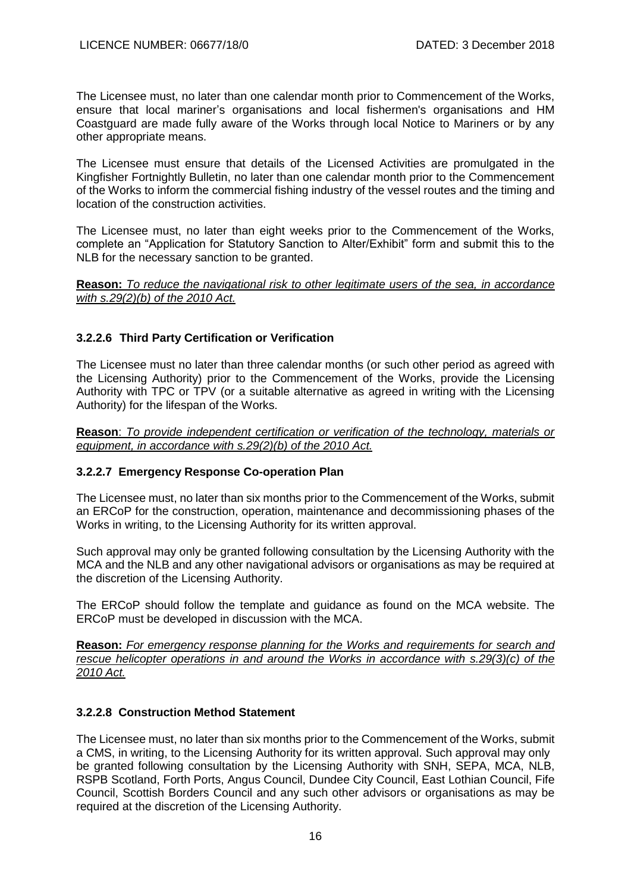The Licensee must, no later than one calendar month prior to Commencement of the Works, ensure that local mariner's organisations and local fishermen's organisations and HM Coastguard are made fully aware of the Works through local Notice to Mariners or by any other appropriate means.

The Licensee must ensure that details of the Licensed Activities are promulgated in the Kingfisher Fortnightly Bulletin, no later than one calendar month prior to the Commencement of the Works to inform the commercial fishing industry of the vessel routes and the timing and location of the construction activities.

The Licensee must, no later than eight weeks prior to the Commencement of the Works, complete an "Application for Statutory Sanction to Alter/Exhibit" form and submit this to the NLB for the necessary sanction to be granted.

**Reason:** *To reduce the navigational risk to other legitimate users of the sea, in accordance with s.29(2)(b) of the 2010 Act.*

### 3.2.2.6 Third Party Certification or Verification

The Licensee must no later than three calendar months (or such other period as agreed with the Licensing Authority) prior to the Commencement of the Works, provide the Licensing Authority with TPC or TPV (or a suitable alternative as agreed in writing with the Licensing Authority) for the lifespan of the Works.

**Reason**: *To provide independent certification or verification of the technology, materials or equipment, in accordance with s.29(2)(b) of the 2010 Act.*

### 3.2.2.7 Emergency Response Co-operation Plan

The Licensee must, no later than six months prior to the Commencement of the Works, submit an ERCoP for the construction, operation, maintenance and decommissioning phases of the Works in writing, to the Licensing Authority for its written approval.

Such approval may only be granted following consultation by the Licensing Authority with the MCA and the NLB and any other navigational advisors or organisations as may be required at the discretion of the Licensing Authority.

The ERCoP should follow the template and guidance as found on the MCA website. The ERCoP must be developed in discussion with the MCA.

**Reason:** *For emergency response planning for the Works and requirements for search and rescue helicopter operations in and around the Works in accordance with s.29(3)(c) of the 2010 Act.*

### 3.2.2.8 Construction Method Statement

The Licensee must, no later than six months prior to the Commencement of the Works, submit a CMS, in writing, to the Licensing Authority for its written approval. Such approval may only be granted following consultation by the Licensing Authority with SNH, SEPA, MCA, NLB, RSPB Scotland, Forth Ports, Angus Council, Dundee City Council, East Lothian Council, Fife Council, Scottish Borders Council and any such other advisors or organisations as may be required at the discretion of the Licensing Authority.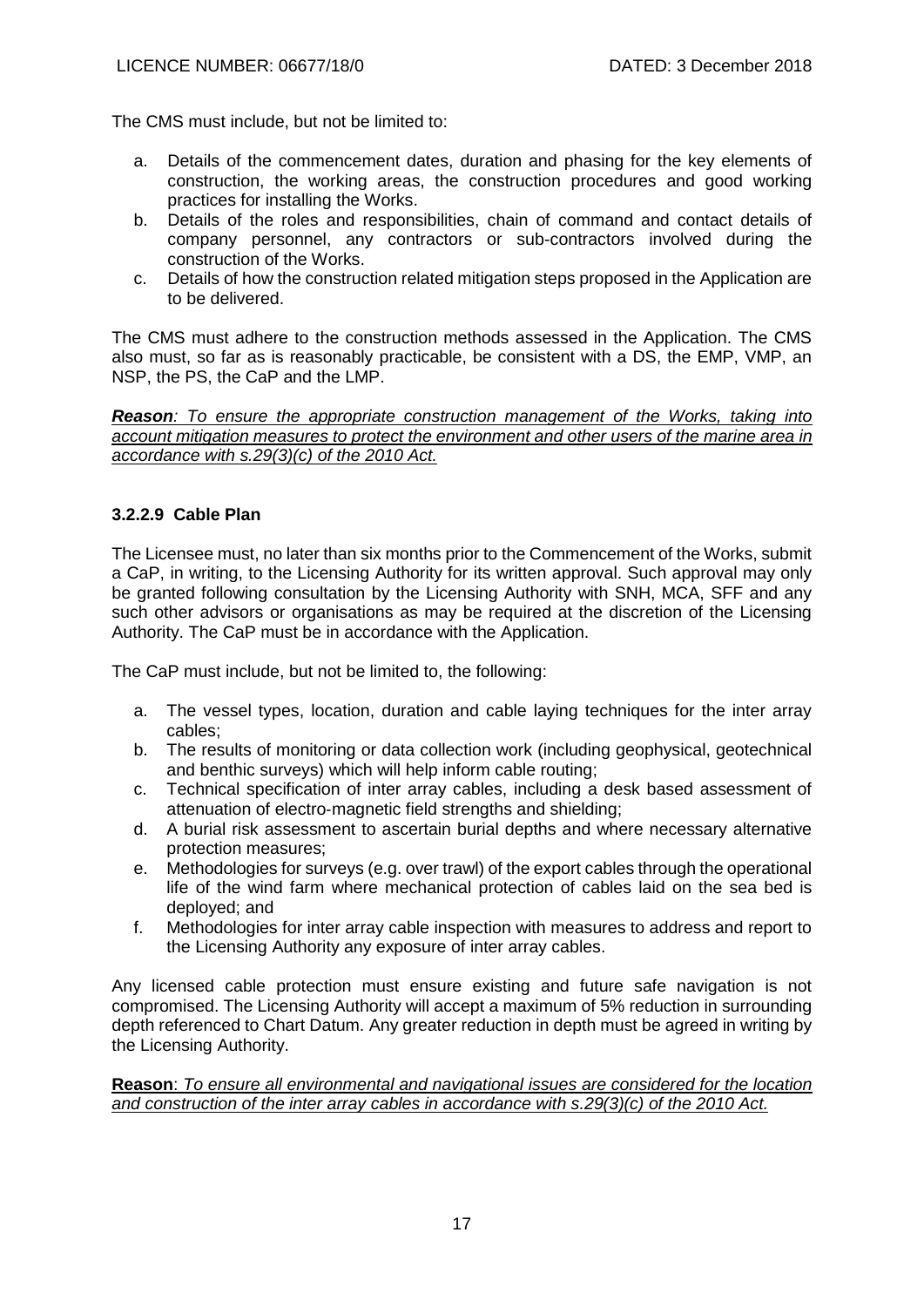The CMS must include, but not be limited to:

a. Details of the commencement dates, duration and phasing for the key elements of construction, the working areas, the construction procedures and good working practices for installing the Works.
b. Details of the roles and responsibilities, chain of command and contact details of company personnel, any contractors or sub-contractors involved during the construction of the Works.
c. Details of how the construction related mitigation steps proposed in the Application are to be delivered.

The CMS must adhere to the construction methods assessed in the Application. The CMS also must, so far as is reasonably practicable, be consistent with a DS, the EMP, VMP, an NSP, the PS, the CaP and the LMP.

***Reason****: To ensure the appropriate construction management of the Works, taking into account mitigation measures to protect the environment and other users of the marine area in accordance with s.29(3)(c) of the 2010 Act.*

### 3.2.2.9 Cable Plan

The Licensee must, no later than six months prior to the Commencement of the Works, submit a CaP, in writing, to the Licensing Authority for its written approval. Such approval may only be granted following consultation by the Licensing Authority with SNH, MCA, SFF and any such other advisors or organisations as may be required at the discretion of the Licensing Authority. The CaP must be in accordance with the Application.

The CaP must include, but not be limited to, the following:

a. The vessel types, location, duration and cable laying techniques for the inter array cables;
b. The results of monitoring or data collection work (including geophysical, geotechnical and benthic surveys) which will help inform cable routing;
c. Technical specification of inter array cables, including a desk based assessment of attenuation of electro-magnetic field strengths and shielding;
d. A burial risk assessment to ascertain burial depths and where necessary alternative protection measures;
e. Methodologies for surveys (e.g. over trawl) of the export cables through the operational life of the wind farm where mechanical protection of cables laid on the sea bed is deployed; and
f. Methodologies for inter array cable inspection with measures to address and report to the Licensing Authority any exposure of inter array cables.

Any licensed cable protection must ensure existing and future safe navigation is not compromised. The Licensing Authority will accept a maximum of 5% reduction in surrounding depth referenced to Chart Datum. Any greater reduction in depth must be agreed in writing by the Licensing Authority.

**Reason**: *To ensure all environmental and navigational issues are considered for the location and construction of the inter array cables in accordance with s.29(3)(c) of the 2010 Act.*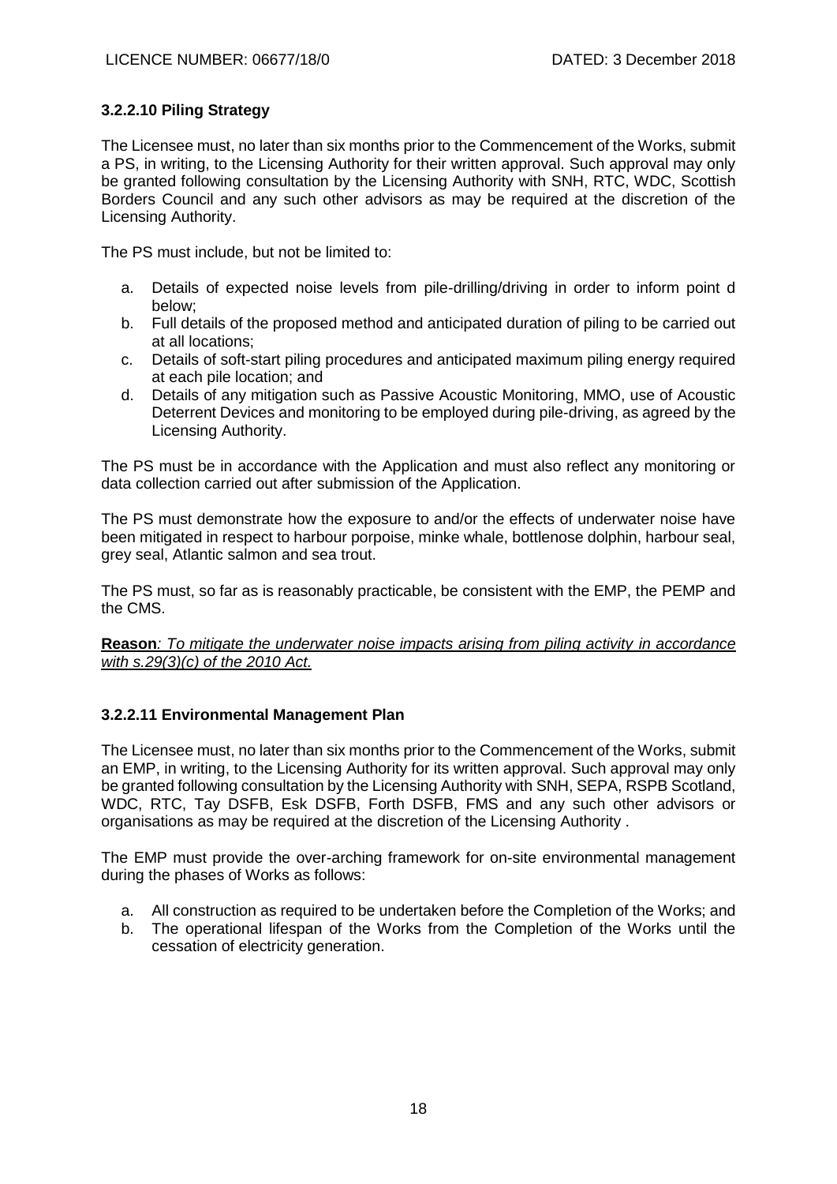### 3.2.2.10 Piling Strategy

The Licensee must, no later than six months prior to the Commencement of the Works, submit a PS, in writing, to the Licensing Authority for their written approval. Such approval may only be granted following consultation by the Licensing Authority with SNH, RTC, WDC, Scottish Borders Council and any such other advisors as may be required at the discretion of the Licensing Authority.

The PS must include, but not be limited to:

a. Details of expected noise levels from pile-drilling/driving in order to inform point d below;
b. Full details of the proposed method and anticipated duration of piling to be carried out at all locations;
c. Details of soft-start piling procedures and anticipated maximum piling energy required at each pile location; and
d. Details of any mitigation such as Passive Acoustic Monitoring, MMO, use of Acoustic Deterrent Devices and monitoring to be employed during pile-driving, as agreed by the Licensing Authority.

The PS must be in accordance with the Application and must also reflect any monitoring or data collection carried out after submission of the Application.

The PS must demonstrate how the exposure to and/or the effects of underwater noise have been mitigated in respect to harbour porpoise, minke whale, bottlenose dolphin, harbour seal, grey seal, Atlantic salmon and sea trout.

The PS must, so far as is reasonably practicable, be consistent with the EMP, the PEMP and the CMS.

**Reason***: To mitigate the underwater noise impacts arising from piling activity in accordance with s.29(3)(c) of the 2010 Act.*

### 3.2.2.11 Environmental Management Plan

The Licensee must, no later than six months prior to the Commencement of the Works, submit an EMP, in writing, to the Licensing Authority for its written approval. Such approval may only be granted following consultation by the Licensing Authority with SNH, SEPA, RSPB Scotland, WDC, RTC, Tay DSFB, Esk DSFB, Forth DSFB, FMS and any such other advisors or organisations as may be required at the discretion of the Licensing Authority .

The EMP must provide the over-arching framework for on-site environmental management during the phases of Works as follows:

a. All construction as required to be undertaken before the Completion of the Works; and
b. The operational lifespan of the Works from the Completion of the Works until the cessation of electricity generation.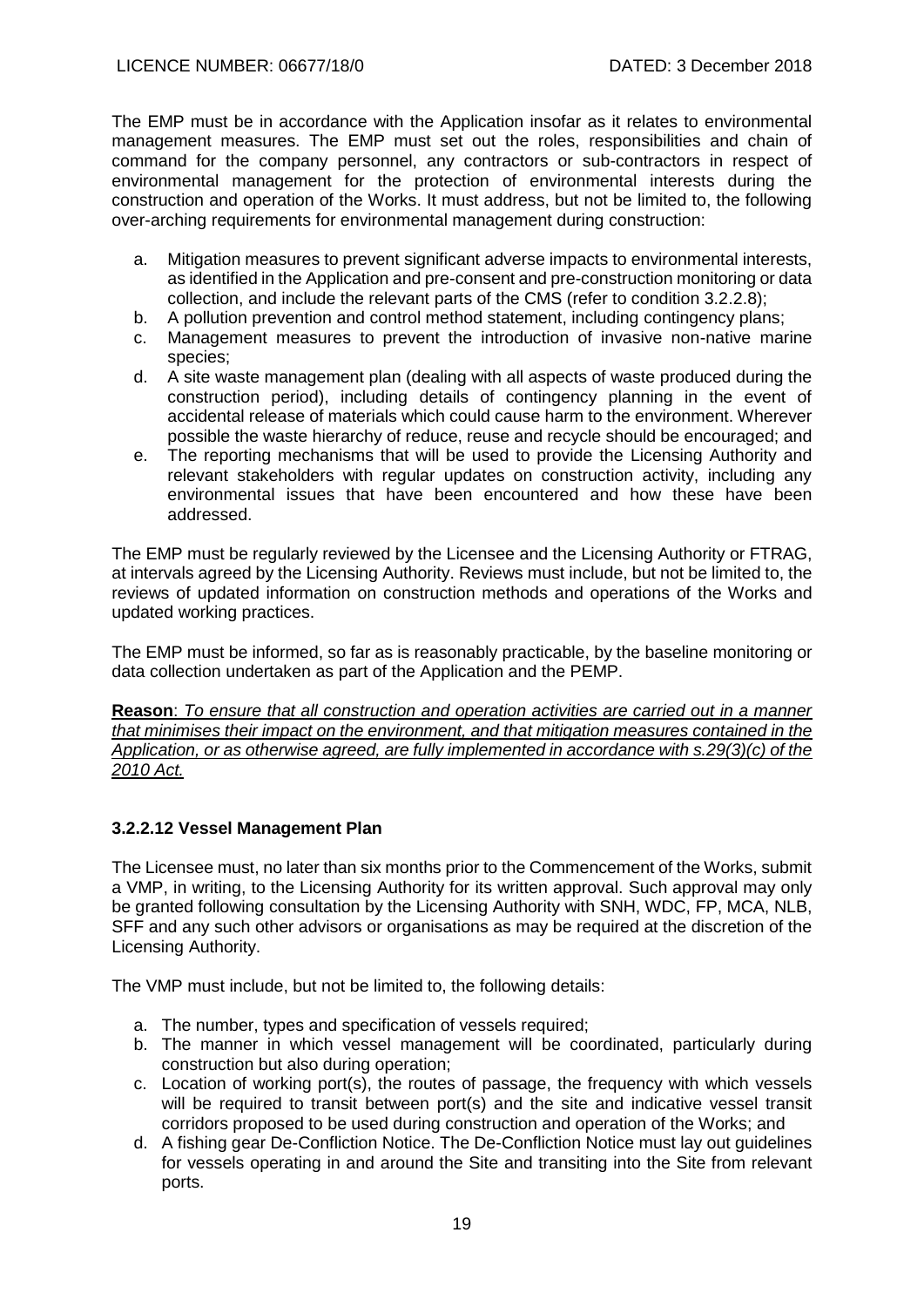The EMP must be in accordance with the Application insofar as it relates to environmental management measures. The EMP must set out the roles, responsibilities and chain of command for the company personnel, any contractors or sub-contractors in respect of environmental management for the protection of environmental interests during the construction and operation of the Works. It must address, but not be limited to, the following over-arching requirements for environmental management during construction:

a. Mitigation measures to prevent significant adverse impacts to environmental interests, as identified in the Application and pre-consent and pre-construction monitoring or data collection, and include the relevant parts of the CMS (refer to condition 3.2.2.8);
b. A pollution prevention and control method statement, including contingency plans;
c. Management measures to prevent the introduction of invasive non-native marine species;
d. A site waste management plan (dealing with all aspects of waste produced during the construction period), including details of contingency planning in the event of accidental release of materials which could cause harm to the environment. Wherever possible the waste hierarchy of reduce, reuse and recycle should be encouraged; and
e. The reporting mechanisms that will be used to provide the Licensing Authority and relevant stakeholders with regular updates on construction activity, including any environmental issues that have been encountered and how these have been addressed.

The EMP must be regularly reviewed by the Licensee and the Licensing Authority or FTRAG, at intervals agreed by the Licensing Authority. Reviews must include, but not be limited to, the reviews of updated information on construction methods and operations of the Works and updated working practices.

The EMP must be informed, so far as is reasonably practicable, by the baseline monitoring or data collection undertaken as part of the Application and the PEMP.

**Reason**: *To ensure that all construction and operation activities are carried out in a manner that minimises their impact on the environment, and that mitigation measures contained in the Application, or as otherwise agreed, are fully implemented in accordance with s.29(3)(c) of the 2010 Act.*

### 3.2.2.12 Vessel Management Plan

The Licensee must, no later than six months prior to the Commencement of the Works, submit a VMP, in writing, to the Licensing Authority for its written approval. Such approval may only be granted following consultation by the Licensing Authority with SNH, WDC, FP, MCA, NLB, SFF and any such other advisors or organisations as may be required at the discretion of the Licensing Authority.

The VMP must include, but not be limited to, the following details:

a. The number, types and specification of vessels required;
b. The manner in which vessel management will be coordinated, particularly during construction but also during operation;
c. Location of working port(s), the routes of passage, the frequency with which vessels will be required to transit between port(s) and the site and indicative vessel transit corridors proposed to be used during construction and operation of the Works; and
d. A fishing gear De-Confliction Notice. The De-Confliction Notice must lay out guidelines for vessels operating in and around the Site and transiting into the Site from relevant ports.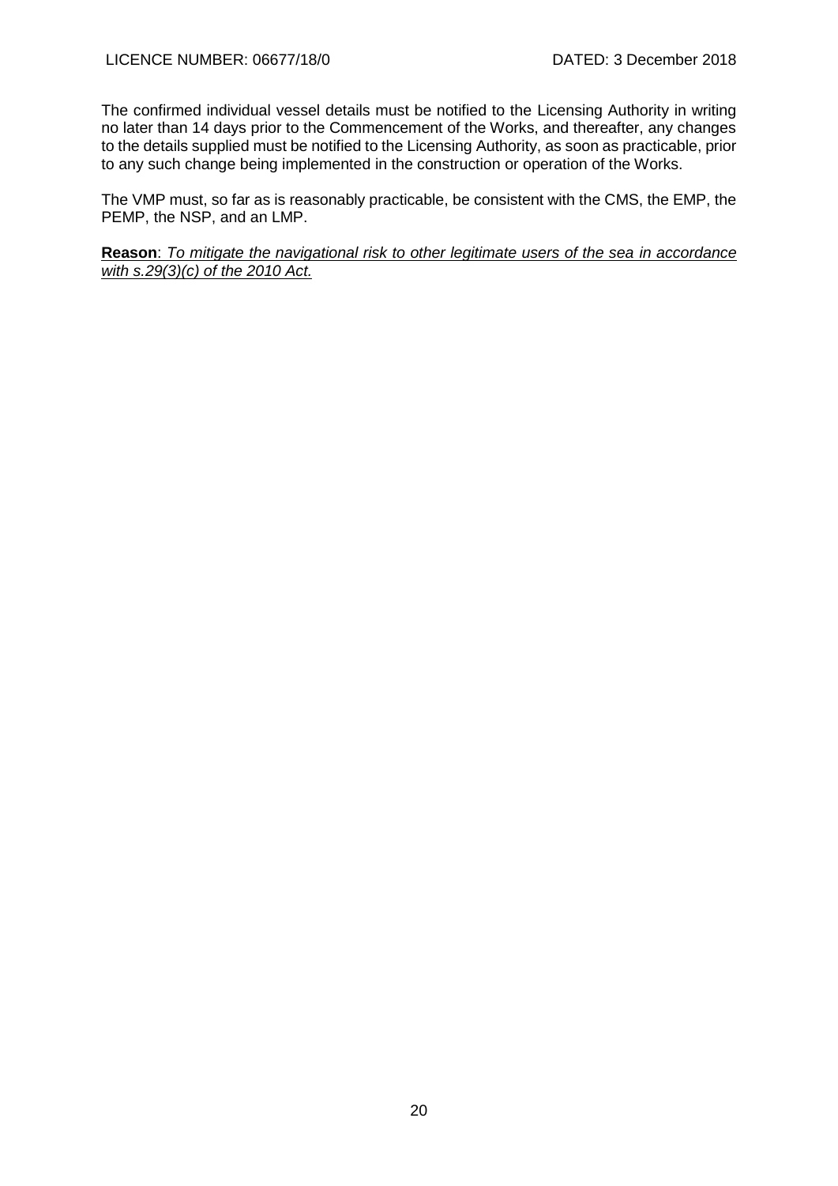The confirmed individual vessel details must be notified to the Licensing Authority in writing no later than 14 days prior to the Commencement of the Works, and thereafter, any changes to the details supplied must be notified to the Licensing Authority, as soon as practicable, prior to any such change being implemented in the construction or operation of the Works.

The VMP must, so far as is reasonably practicable, be consistent with the CMS, the EMP, the PEMP, the NSP, and an LMP.

**Reason**: *To mitigate the navigational risk to other legitimate users of the sea in accordance with s.29(3)(c) of the 2010 Act.*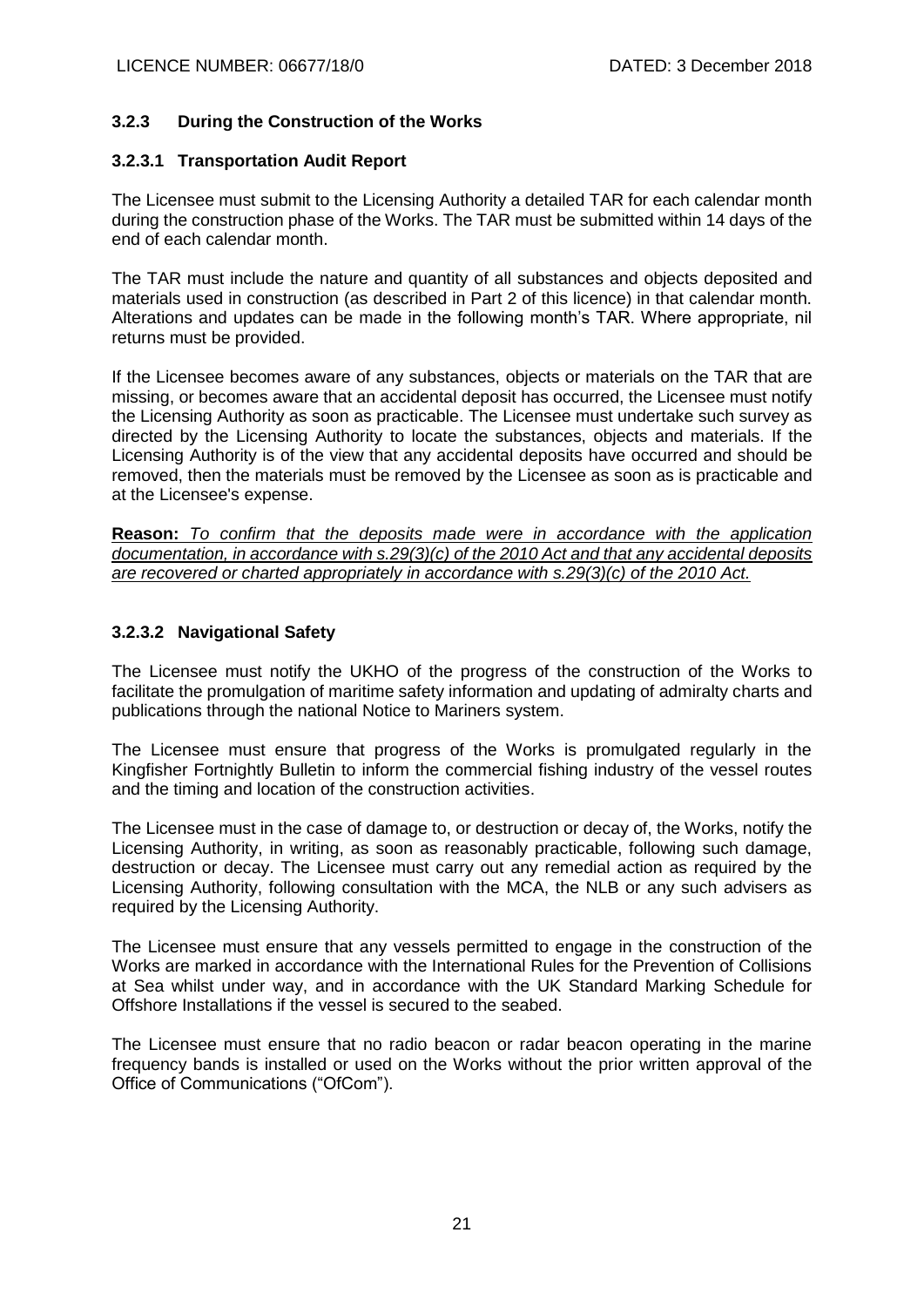### 3.2.3 During the Construction of the Works

#### 3.2.3.1 Transportation Audit Report

The Licensee must submit to the Licensing Authority a detailed TAR for each calendar month during the construction phase of the Works. The TAR must be submitted within 14 days of the end of each calendar month.

The TAR must include the nature and quantity of all substances and objects deposited and materials used in construction (as described in Part 2 of this licence) in that calendar month. Alterations and updates can be made in the following month's TAR. Where appropriate, nil returns must be provided.

If the Licensee becomes aware of any substances, objects or materials on the TAR that are missing, or becomes aware that an accidental deposit has occurred, the Licensee must notify the Licensing Authority as soon as practicable. The Licensee must undertake such survey as directed by the Licensing Authority to locate the substances, objects and materials. If the Licensing Authority is of the view that any accidental deposits have occurred and should be removed, then the materials must be removed by the Licensee as soon as is practicable and at the Licensee's expense.

**Reason:** *To confirm that the deposits made were in accordance with the application documentation, in accordance with s.29(3)(c) of the 2010 Act and that any accidental deposits are recovered or charted appropriately in accordance with s.29(3)(c) of the 2010 Act.*

#### 3.2.3.2 Navigational Safety

The Licensee must notify the UKHO of the progress of the construction of the Works to facilitate the promulgation of maritime safety information and updating of admiralty charts and publications through the national Notice to Mariners system.

The Licensee must ensure that progress of the Works is promulgated regularly in the Kingfisher Fortnightly Bulletin to inform the commercial fishing industry of the vessel routes and the timing and location of the construction activities.

The Licensee must in the case of damage to, or destruction or decay of, the Works, notify the Licensing Authority, in writing, as soon as reasonably practicable, following such damage, destruction or decay. The Licensee must carry out any remedial action as required by the Licensing Authority, following consultation with the MCA, the NLB or any such advisers as required by the Licensing Authority.

The Licensee must ensure that any vessels permitted to engage in the construction of the Works are marked in accordance with the International Rules for the Prevention of Collisions at Sea whilst under way, and in accordance with the UK Standard Marking Schedule for Offshore Installations if the vessel is secured to the seabed.

The Licensee must ensure that no radio beacon or radar beacon operating in the marine frequency bands is installed or used on the Works without the prior written approval of the Office of Communications ("OfCom").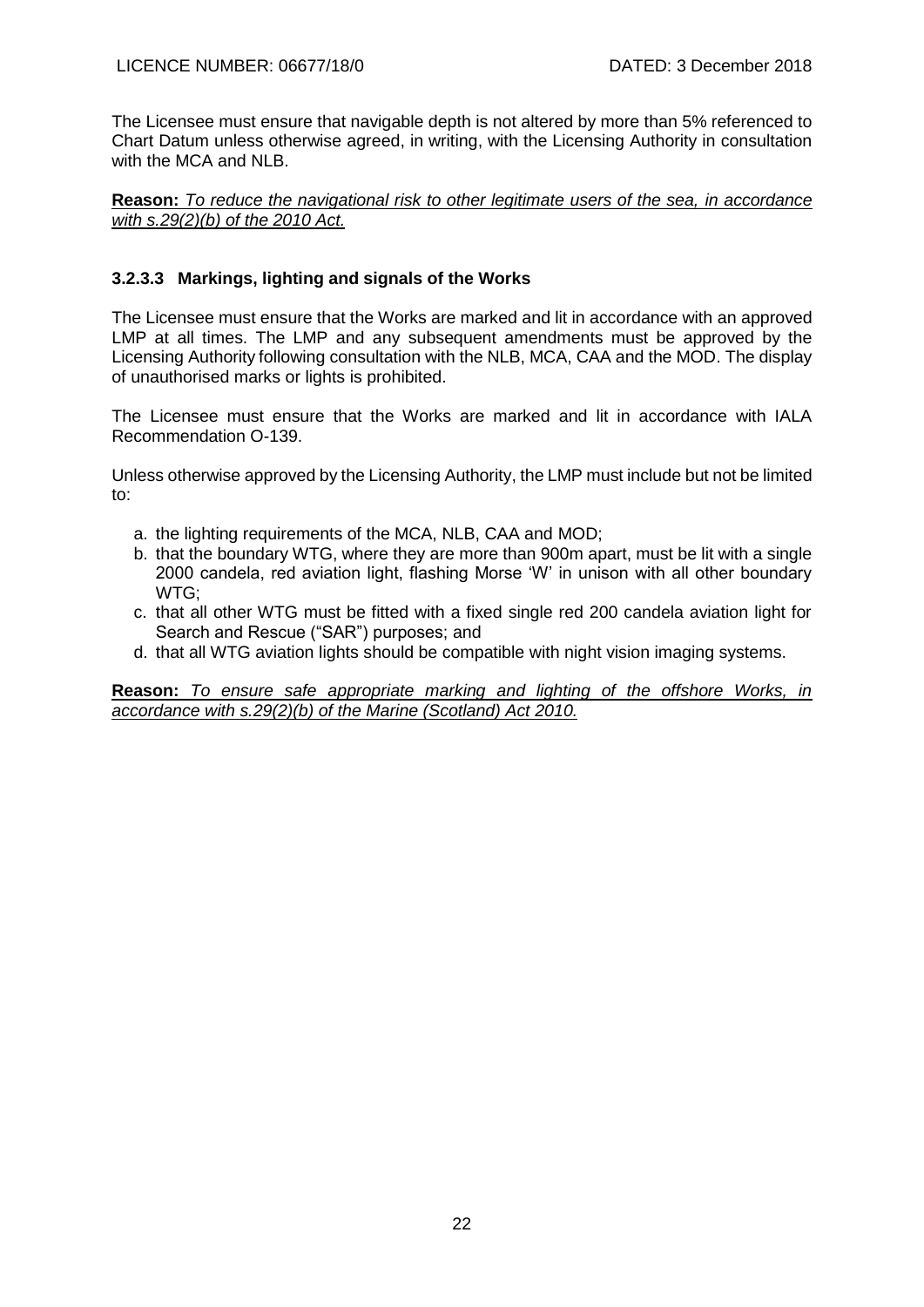The Licensee must ensure that navigable depth is not altered by more than 5% referenced to Chart Datum unless otherwise agreed, in writing, with the Licensing Authority in consultation with the MCA and NLB.

**Reason:** *To reduce the navigational risk to other legitimate users of the sea, in accordance with s.29(2)(b) of the 2010 Act.*

### 3.2.3.3 Markings, lighting and signals of the Works

The Licensee must ensure that the Works are marked and lit in accordance with an approved LMP at all times. The LMP and any subsequent amendments must be approved by the Licensing Authority following consultation with the NLB, MCA, CAA and the MOD. The display of unauthorised marks or lights is prohibited.

The Licensee must ensure that the Works are marked and lit in accordance with IALA Recommendation O-139.

Unless otherwise approved by the Licensing Authority, the LMP must include but not be limited to:

a. the lighting requirements of the MCA, NLB, CAA and MOD;
b. that the boundary WTG, where they are more than 900m apart, must be lit with a single 2000 candela, red aviation light, flashing Morse 'W' in unison with all other boundary WTG;
c. that all other WTG must be fitted with a fixed single red 200 candela aviation light for Search and Rescue ("SAR") purposes; and
d. that all WTG aviation lights should be compatible with night vision imaging systems.

**Reason:** *To ensure safe appropriate marking and lighting of the offshore Works, in accordance with s.29(2)(b) of the Marine (Scotland) Act 2010.*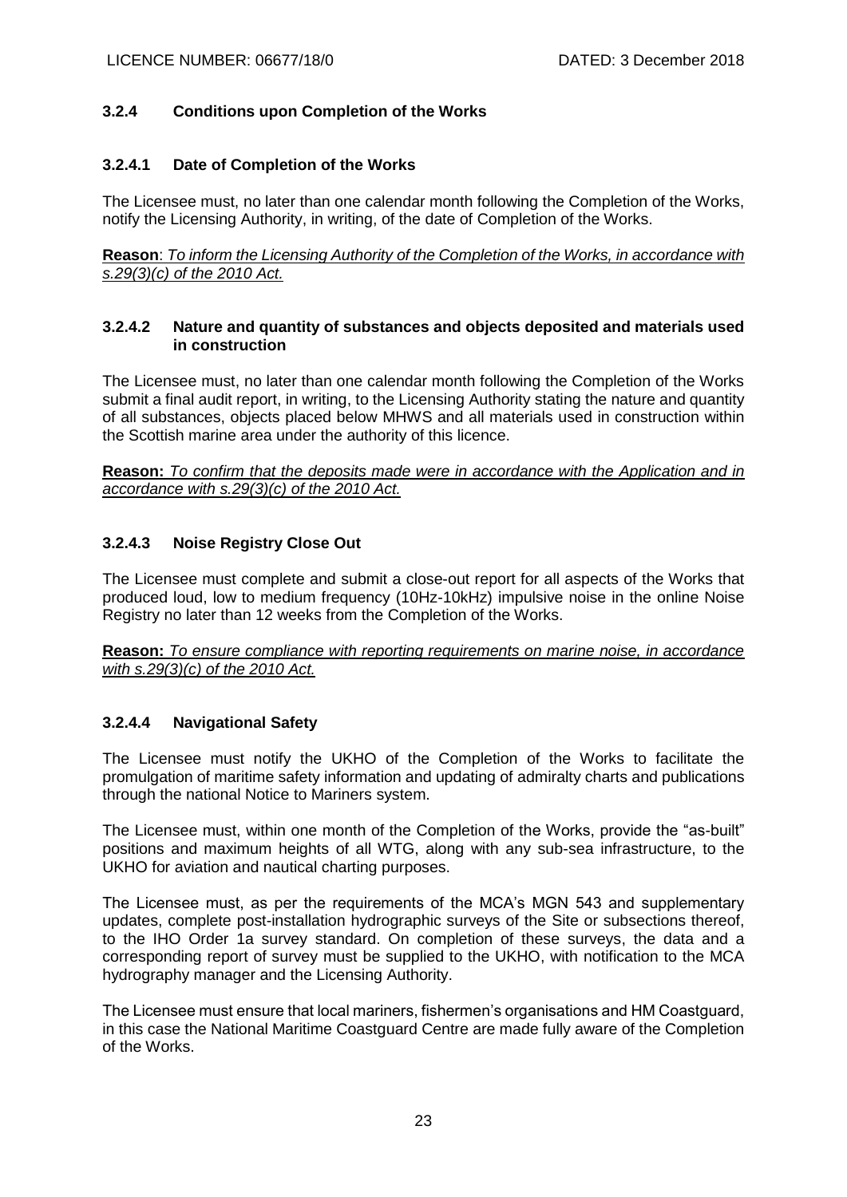### 3.2.4 Conditions upon Completion of the Works

#### 3.2.4.1 Date of Completion of the Works

The Licensee must, no later than one calendar month following the Completion of the Works, notify the Licensing Authority, in writing, of the date of Completion of the Works.

**Reason**: *To inform the Licensing Authority of the Completion of the Works, in accordance with s.29(3)(c) of the 2010 Act.*

#### 3.2.4.2 Nature and quantity of substances and objects deposited and materials used in construction

The Licensee must, no later than one calendar month following the Completion of the Works submit a final audit report, in writing, to the Licensing Authority stating the nature and quantity of all substances, objects placed below MHWS and all materials used in construction within the Scottish marine area under the authority of this licence.

**Reason:** *To confirm that the deposits made were in accordance with the Application and in accordance with s.29(3)(c) of the 2010 Act.*

#### 3.2.4.3 Noise Registry Close Out

The Licensee must complete and submit a close-out report for all aspects of the Works that produced loud, low to medium frequency (10Hz-10kHz) impulsive noise in the online Noise Registry no later than 12 weeks from the Completion of the Works.

**Reason:** *To ensure compliance with reporting requirements on marine noise, in accordance with s.29(3)(c) of the 2010 Act.*

#### 3.2.4.4 Navigational Safety

The Licensee must notify the UKHO of the Completion of the Works to facilitate the promulgation of maritime safety information and updating of admiralty charts and publications through the national Notice to Mariners system.

The Licensee must, within one month of the Completion of the Works, provide the "as-built" positions and maximum heights of all WTG, along with any sub-sea infrastructure, to the UKHO for aviation and nautical charting purposes.

The Licensee must, as per the requirements of the MCA's MGN 543 and supplementary updates, complete post-installation hydrographic surveys of the Site or subsections thereof, to the IHO Order 1a survey standard. On completion of these surveys, the data and a corresponding report of survey must be supplied to the UKHO, with notification to the MCA hydrography manager and the Licensing Authority.

The Licensee must ensure that local mariners, fishermen's organisations and HM Coastguard, in this case the National Maritime Coastguard Centre are made fully aware of the Completion of the Works.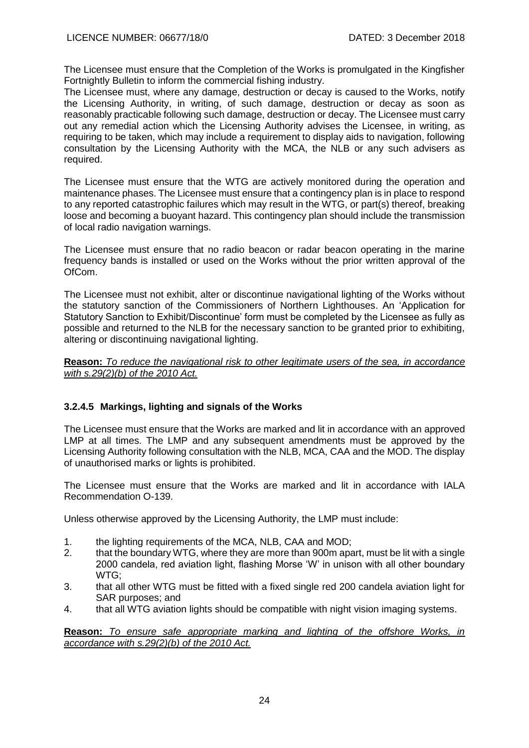The Licensee must ensure that the Completion of the Works is promulgated in the Kingfisher Fortnightly Bulletin to inform the commercial fishing industry.

The Licensee must, where any damage, destruction or decay is caused to the Works, notify the Licensing Authority, in writing, of such damage, destruction or decay as soon as reasonably practicable following such damage, destruction or decay. The Licensee must carry out any remedial action which the Licensing Authority advises the Licensee, in writing, as requiring to be taken, which may include a requirement to display aids to navigation, following consultation by the Licensing Authority with the MCA, the NLB or any such advisers as required.

The Licensee must ensure that the WTG are actively monitored during the operation and maintenance phases. The Licensee must ensure that a contingency plan is in place to respond to any reported catastrophic failures which may result in the WTG, or part(s) thereof, breaking loose and becoming a buoyant hazard. This contingency plan should include the transmission of local radio navigation warnings.

The Licensee must ensure that no radio beacon or radar beacon operating in the marine frequency bands is installed or used on the Works without the prior written approval of the OfCom.

The Licensee must not exhibit, alter or discontinue navigational lighting of the Works without the statutory sanction of the Commissioners of Northern Lighthouses. An 'Application for Statutory Sanction to Exhibit/Discontinue' form must be completed by the Licensee as fully as possible and returned to the NLB for the necessary sanction to be granted prior to exhibiting, altering or discontinuing navigational lighting.

**Reason:** *To reduce the navigational risk to other legitimate users of the sea, in accordance with s.29(2)(b) of the 2010 Act.*

### 3.2.4.5 Markings, lighting and signals of the Works

The Licensee must ensure that the Works are marked and lit in accordance with an approved LMP at all times. The LMP and any subsequent amendments must be approved by the Licensing Authority following consultation with the NLB, MCA, CAA and the MOD. The display of unauthorised marks or lights is prohibited.

The Licensee must ensure that the Works are marked and lit in accordance with IALA Recommendation O-139.

Unless otherwise approved by the Licensing Authority, the LMP must include:

1. the lighting requirements of the MCA, NLB, CAA and MOD;
2. that the boundary WTG, where they are more than 900m apart, must be lit with a single 2000 candela, red aviation light, flashing Morse 'W' in unison with all other boundary WTG;
3. that all other WTG must be fitted with a fixed single red 200 candela aviation light for SAR purposes; and
4. that all WTG aviation lights should be compatible with night vision imaging systems.

**Reason:** *To ensure safe appropriate marking and lighting of the offshore Works, in accordance with s.29(2)(b) of the 2010 Act.*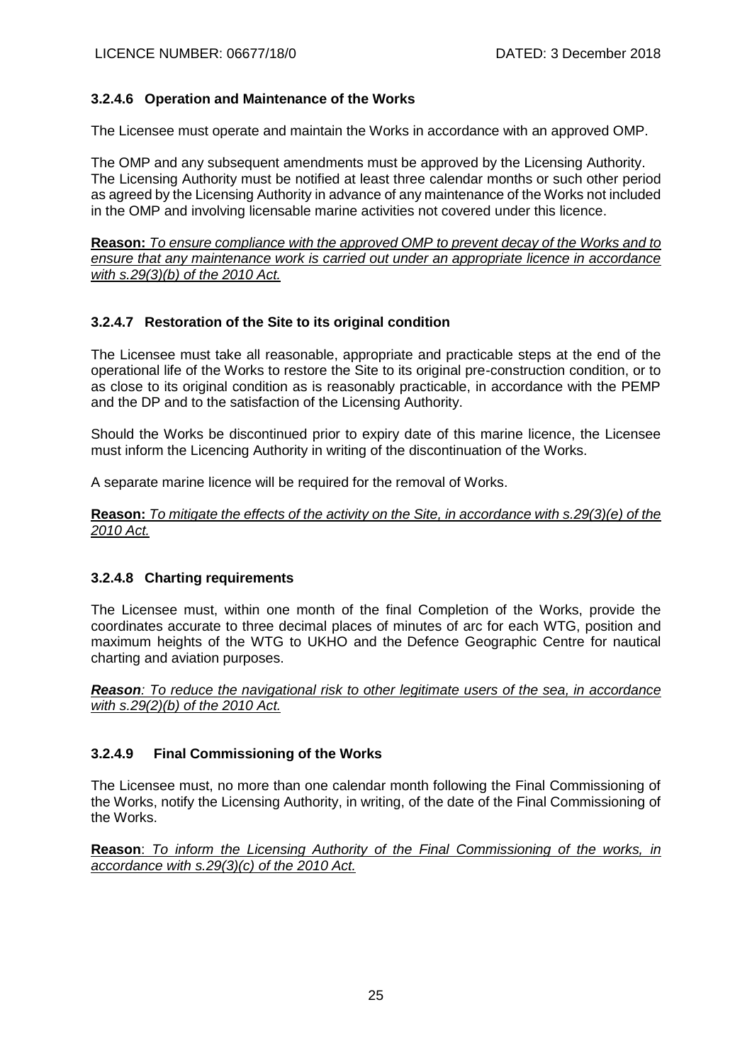### 3.2.4.6 Operation and Maintenance of the Works

The Licensee must operate and maintain the Works in accordance with an approved OMP.

The OMP and any subsequent amendments must be approved by the Licensing Authority. The Licensing Authority must be notified at least three calendar months or such other period as agreed by the Licensing Authority in advance of any maintenance of the Works not included in the OMP and involving licensable marine activities not covered under this licence.

**Reason:** *To ensure compliance with the approved OMP to prevent decay of the Works and to ensure that any maintenance work is carried out under an appropriate licence in accordance with s.29(3)(b) of the 2010 Act.*

### 3.2.4.7 Restoration of the Site to its original condition

The Licensee must take all reasonable, appropriate and practicable steps at the end of the operational life of the Works to restore the Site to its original pre-construction condition, or to as close to its original condition as is reasonably practicable, in accordance with the PEMP and the DP and to the satisfaction of the Licensing Authority.

Should the Works be discontinued prior to expiry date of this marine licence, the Licensee must inform the Licencing Authority in writing of the discontinuation of the Works.

A separate marine licence will be required for the removal of Works.

**Reason:** *To mitigate the effects of the activity on the Site, in accordance with s.29(3)(e) of the 2010 Act.*

### 3.2.4.8 Charting requirements

The Licensee must, within one month of the final Completion of the Works, provide the coordinates accurate to three decimal places of minutes of arc for each WTG, position and maximum heights of the WTG to UKHO and the Defence Geographic Centre for nautical charting and aviation purposes.

***Reason****: To reduce the navigational risk to other legitimate users of the sea, in accordance with s.29(2)(b) of the 2010 Act.*

### 3.2.4.9 Final Commissioning of the Works

The Licensee must, no more than one calendar month following the Final Commissioning of the Works, notify the Licensing Authority, in writing, of the date of the Final Commissioning of the Works.

**Reason**: *To inform the Licensing Authority of the Final Commissioning of the works, in accordance with s.29(3)(c) of the 2010 Act.*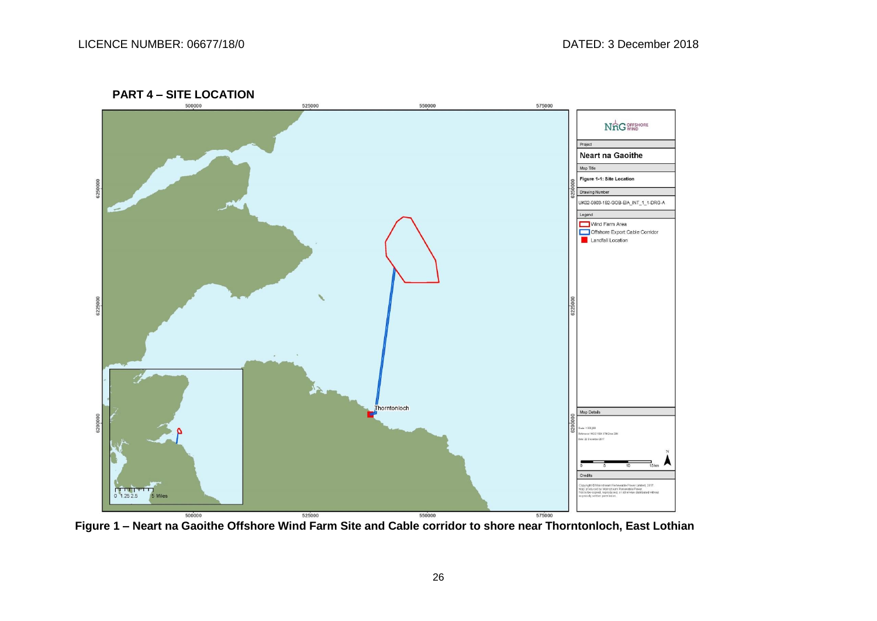LICENCE NUMBER: 06677/18/0 DATED: 3 December 2018

## PART 4 – SITE LOCATION

500000
525000
550000
575000

6250000
6225000
6200000

Thorntonloch

0 1.25 2.5 5 Miles

Project
Neart na Gaoithe

Map Title
Figure 1-1: Site Location

Drawing Number
UK02-0803-192-GOB-EIA_INT_1_1-DRG-A

Legend
Wind Farm Area
Offshore Export Cable Corridor
Landfall Location

Map Details

0 5 10 15 km

Credits

**Figure 1 – Neart na Gaoithe Offshore Wind Farm Site and Cable corridor to shore near Thorntonloch, East Lothian**